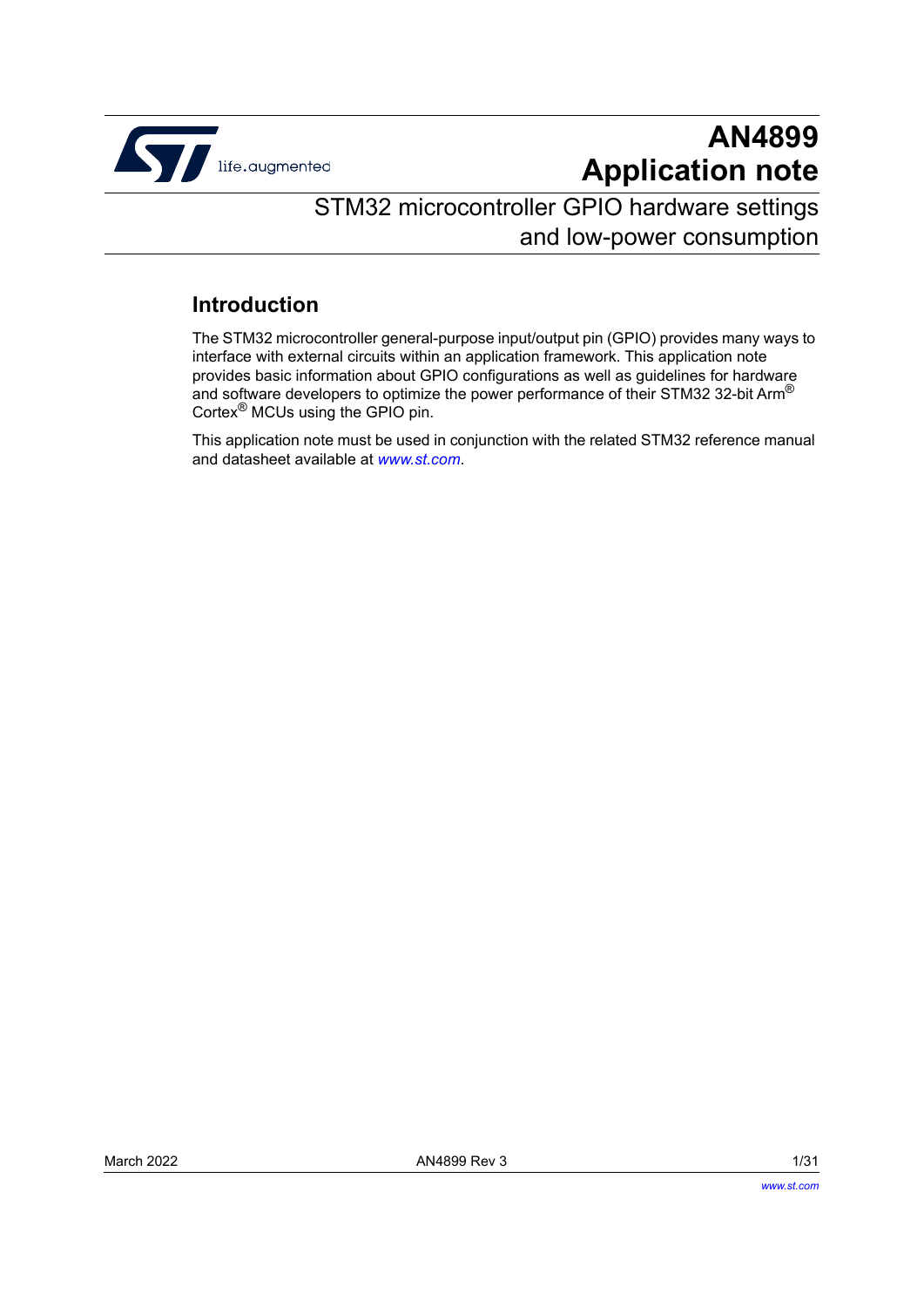# AN4899
# Application note

## STM32 microcontroller GPIO hardware settings and low-power consumption

## Introduction

The STM32 microcontroller general-purpose input/output pin (GPIO) provides many ways to interface with external circuits within an application framework. This application note provides basic information about GPIO configurations as well as guidelines for hardware and software developers to optimize the power performance of their STM32 32-bit Arm® Cortex® MCUs using the GPIO pin.

This application note must be used in conjunction with the related STM32 reference manual and datasheet available at *www.st.com*.

March 2022 AN4899 Rev 3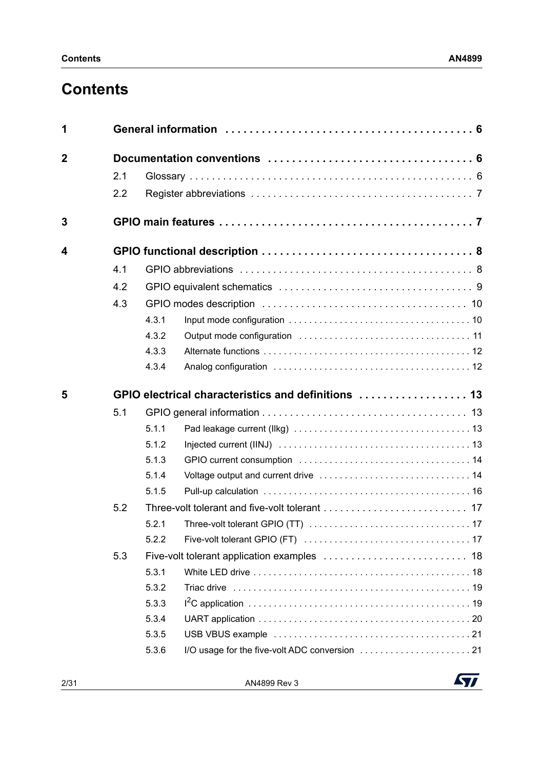# Contents

| | | |
|---|---|---|
| **1** | **General information** | **6** |
| **2** | **Documentation conventions** | **6** |
| 2.1 | Glossary | 6 |
| 2.2 | Register abbreviations | 7 |
| **3** | **GPIO main features** | **7** |
| **4** | **GPIO functional description** | **8** |
| 4.1 | GPIO abbreviations | 8 |
| 4.2 | GPIO equivalent schematics | 9 |
| 4.3 | GPIO modes description | 10 |
| 4.3.1 | Input mode configuration | 10 |
| 4.3.2 | Output mode configuration | 11 |
| 4.3.3 | Alternate functions | 12 |
| 4.3.4 | Analog configuration | 12 |
| **5** | **GPIO electrical characteristics and definitions** | **13** |
| 5.1 | GPIO general information | 13 |
| 5.1.1 | Pad leakage current (Ilkg) | 13 |
| 5.1.2 | Injected current (IINJ) | 13 |
| 5.1.3 | GPIO current consumption | 14 |
| 5.1.4 | Voltage output and current drive | 14 |
| 5.1.5 | Pull-up calculation | 16 |
| 5.2 | Three-volt tolerant and five-volt tolerant | 17 |
| 5.2.1 | Three-volt tolerant GPIO (TT) | 17 |
| 5.2.2 | Five-volt tolerant GPIO (FT) | 17 |
| 5.3 | Five-volt tolerant application examples | 18 |
| 5.3.1 | White LED drive | 18 |
| 5.3.2 | Triac drive | 19 |
| 5.3.3 | $I^2C$ application | 19 |
| 5.3.4 | UART application | 20 |
| 5.3.5 | USB VBUS example | 21 |
| 5.3.6 | I/O usage for the five-volt ADC conversion | 21 |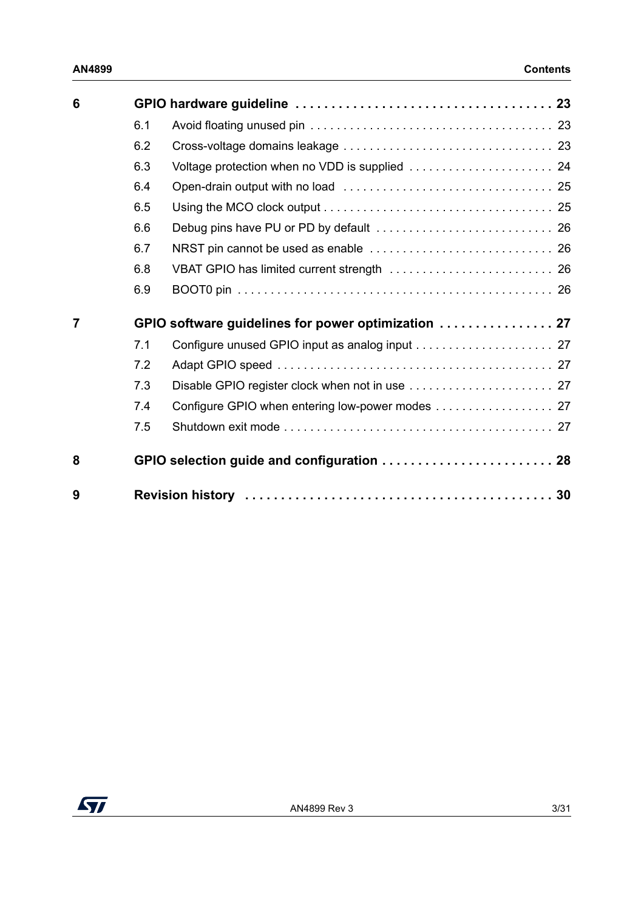| | | |
|---|---|---|
| **6** | **GPIO hardware guideline** | **23** |
| 6.1 | Avoid floating unused pin | 23 |
| 6.2 | Cross-voltage domains leakage | 23 |
| 6.3 | Voltage protection when no VDD is supplied | 24 |
| 6.4 | Open-drain output with no load | 25 |
| 6.5 | Using the MCO clock output | 25 |
| 6.6 | Debug pins have PU or PD by default | 26 |
| 6.7 | NRST pin cannot be used as enable | 26 |
| 6.8 | VBAT GPIO has limited current strength | 26 |
| 6.9 | BOOT0 pin | 26 |
| **7** | **GPIO software guidelines for power optimization** | **27** |
| 7.1 | Configure unused GPIO input as analog input | 27 |
| 7.2 | Adapt GPIO speed | 27 |
| 7.3 | Disable GPIO register clock when not in use | 27 |
| 7.4 | Configure GPIO when entering low-power modes | 27 |
| 7.5 | Shutdown exit mode | 27 |
| **8** | **GPIO selection guide and configuration** | **28** |
| **9** | **Revision history** | **30** |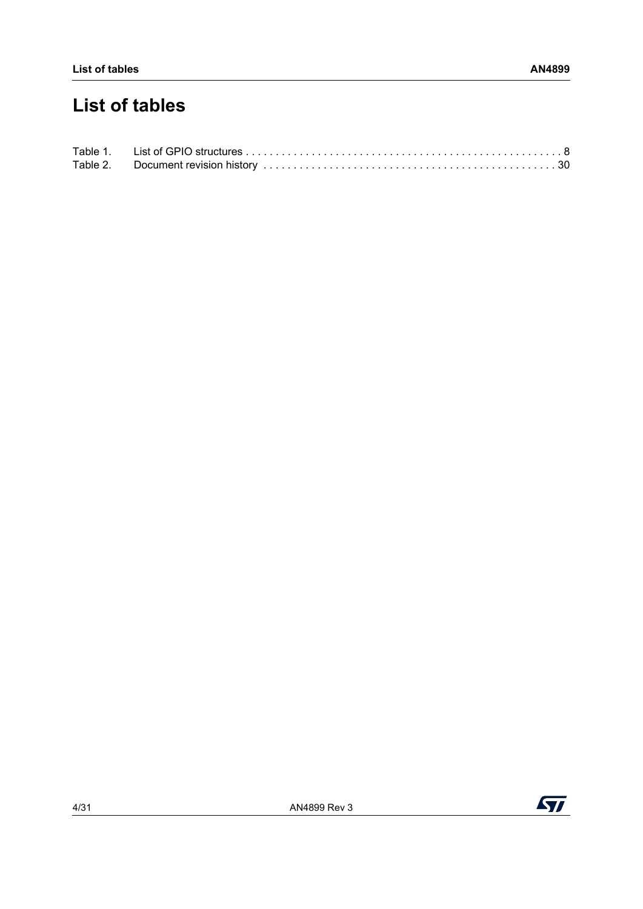# List of tables

Table 1. List of GPIO structures . . . . . . . . . . . . . . . . . . . . . . . . . . . . . . . . . . . . . . . . . . . . . . . . . . . . . 8
Table 2. Document revision history . . . . . . . . . . . . . . . . . . . . . . . . . . . . . . . . . . . . . . . . . . . . . . . . . 30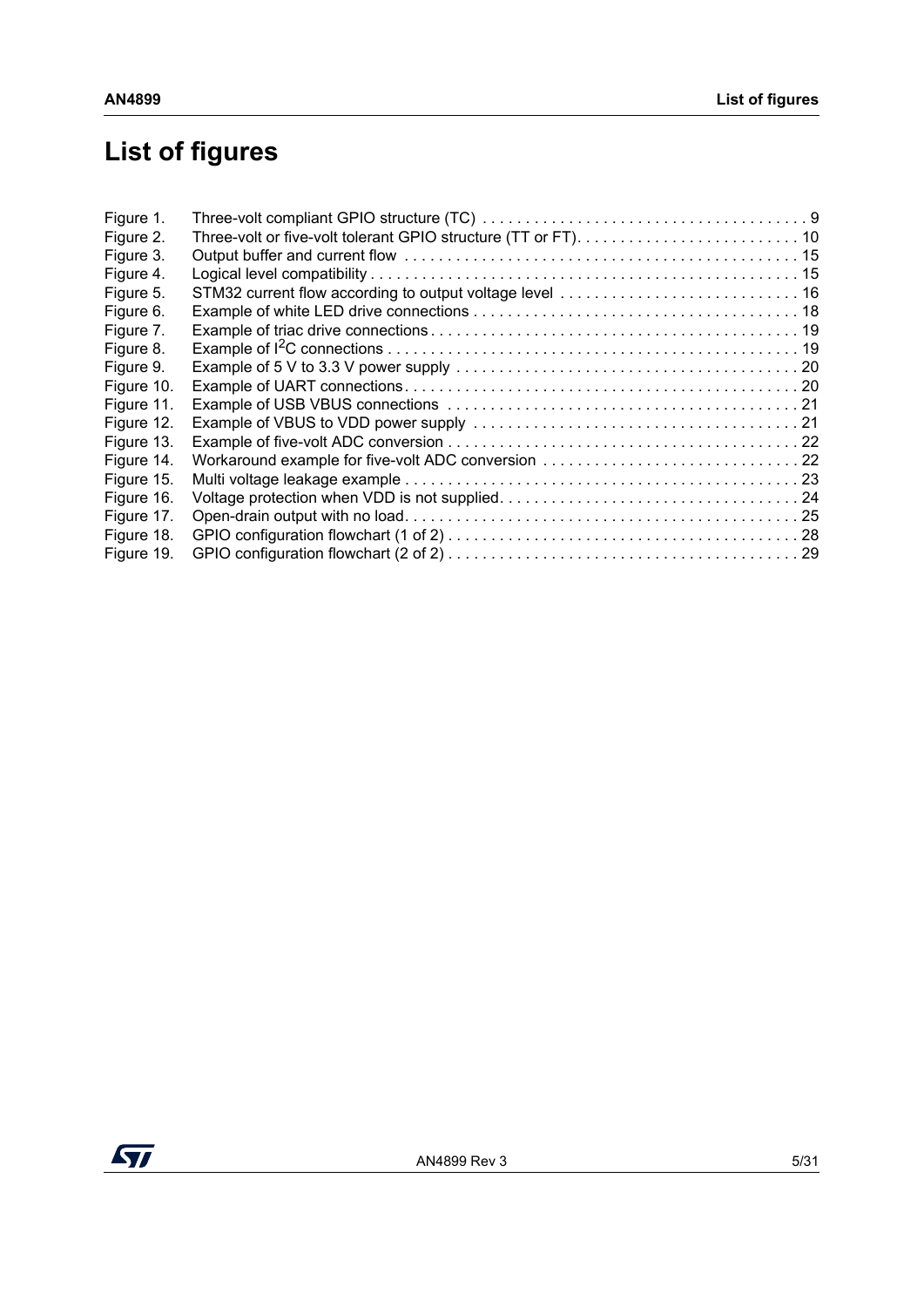# List of figures

| | | |
|---|---|---|
| Figure 1. | Three-volt compliant GPIO structure (TC) | 9 |
| Figure 2. | Three-volt or five-volt tolerant GPIO structure (TT or FT) | 10 |
| Figure 3. | Output buffer and current flow | 15 |
| Figure 4. | Logical level compatibility | 15 |
| Figure 5. | STM32 current flow according to output voltage level | 16 |
| Figure 6. | Example of white LED drive connections | 18 |
| Figure 7. | Example of triac drive connections | 19 |
| Figure 8. | Example of $I^2C$ connections | 19 |
| Figure 9. | Example of 5 V to 3.3 V power supply | 20 |
| Figure 10. | Example of UART connections | 20 |
| Figure 11. | Example of USB VBUS connections | 21 |
| Figure 12. | Example of VBUS to VDD power supply | 21 |
| Figure 13. | Example of five-volt ADC conversion | 22 |
| Figure 14. | Workaround example for five-volt ADC conversion | 22 |
| Figure 15. | Multi voltage leakage example | 23 |
| Figure 16. | Voltage protection when VDD is not supplied | 24 |
| Figure 17. | Open-drain output with no load | 25 |
| Figure 18. | GPIO configuration flowchart (1 of 2) | 28 |
| Figure 19. | GPIO configuration flowchart (2 of 2) | 29 |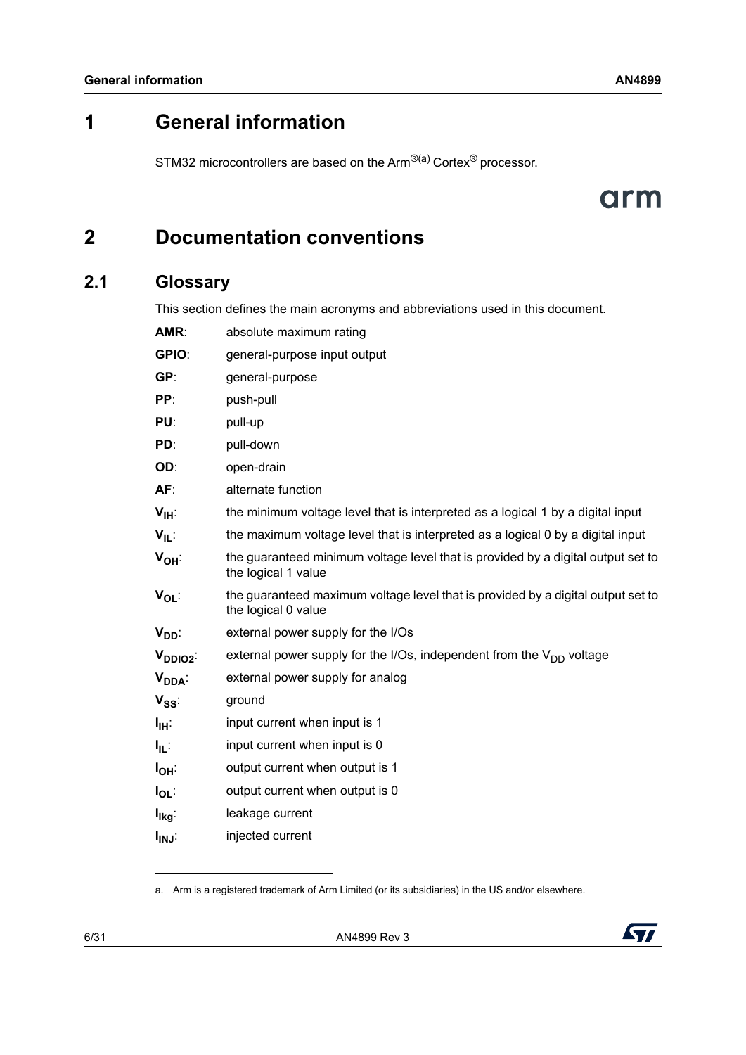# 1 General information

STM32 microcontrollers are based on the Arm®[a] Cortex® processor.

# 2 Documentation conventions

## 2.1 Glossary

This section defines the main acronyms and abbreviations used in this document.

**AMR**: absolute maximum rating

**GPIO**: general-purpose input output

**GP**: general-purpose

**PP**: push-pull

**PU**: pull-up

**PD**: pull-down

**OD**: open-drain

**AF**: alternate function

**$V_{IH}$**: the minimum voltage level that is interpreted as a logical 1 by a digital input

**$V_{IL}$**: the maximum voltage level that is interpreted as a logical 0 by a digital input

**$V_{OH}$**: the guaranteed minimum voltage level that is provided by a digital output set to the logical 1 value

**$V_{OL}$**: the guaranteed maximum voltage level that is provided by a digital output set to the logical 0 value

**$V_{DD}$**: external power supply for the I/Os

**$V_{DDIO2}$**: external power supply for the I/Os, independent from the $V_{DD}$ voltage

**$V_{DDA}$**: external power supply for analog

**$V_{SS}$**: ground

**$I_{IH}$**: input current when input is 1

**$I_{IL}$**: input current when input is 0

**$I_{OH}$**: output current when output is 1

**$I_{OL}$**: output current when output is 0

**$I_{lkg}$**: leakage current

**$I_{INJ}$**: injected current

---

a. Arm is a registered trademark of Arm Limited (or its subsidiaries) in the US and/or elsewhere.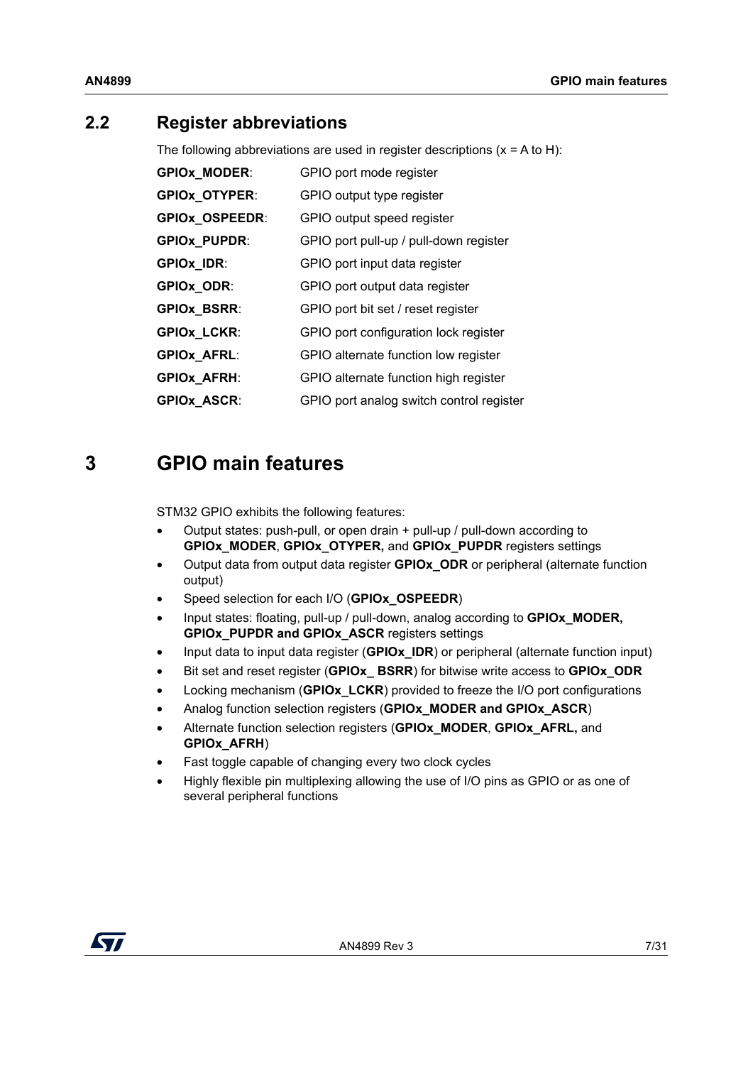## 2.2 Register abbreviations

The following abbreviations are used in register descriptions (x = A to H):

**GPIOx_MODER**: GPIO port mode register

**GPIOx_OTYPER**: GPIO output type register

**GPIOx_OSPEEDR**: GPIO output speed register

**GPIOx_PUPDR**: GPIO port pull-up / pull-down register

**GPIOx_IDR**: GPIO port input data register

**GPIOx_ODR**: GPIO port output data register

**GPIOx_BSRR**: GPIO port bit set / reset register

**GPIOx_LCKR**: GPIO port configuration lock register

**GPIOx_AFRL**: GPIO alternate function low register

**GPIOx_AFRH**: GPIO alternate function high register

**GPIOx_ASCR**: GPIO port analog switch control register

# 3 GPIO main features

STM32 GPIO exhibits the following features:

- Output states: push-pull, or open drain + pull-up / pull-down according to **GPIOx_MODER**, **GPIOx_OTYPER,** and **GPIOx_PUPDR** registers settings
- Output data from output data register **GPIOx_ODR** or peripheral (alternate function output)
- Speed selection for each I/O (**GPIOx_OSPEEDR**)
- Input states: floating, pull-up / pull-down, analog according to **GPIOx_MODER, GPIOx_PUPDR and GPIOx_ASCR** registers settings
- Input data to input data register (**GPIOx_IDR**) or peripheral (alternate function input)
- Bit set and reset register (**GPIOx_ BSRR**) for bitwise write access to **GPIOx_ODR**
- Locking mechanism (**GPIOx_LCKR**) provided to freeze the I/O port configurations
- Analog function selection registers (**GPIOx_MODER and GPIOx_ASCR**)
- Alternate function selection registers (**GPIOx_MODER**, **GPIOx_AFRL,** and **GPIOx_AFRH**)
- Fast toggle capable of changing every two clock cycles
- Highly flexible pin multiplexing allowing the use of I/O pins as GPIO or as one of several peripheral functions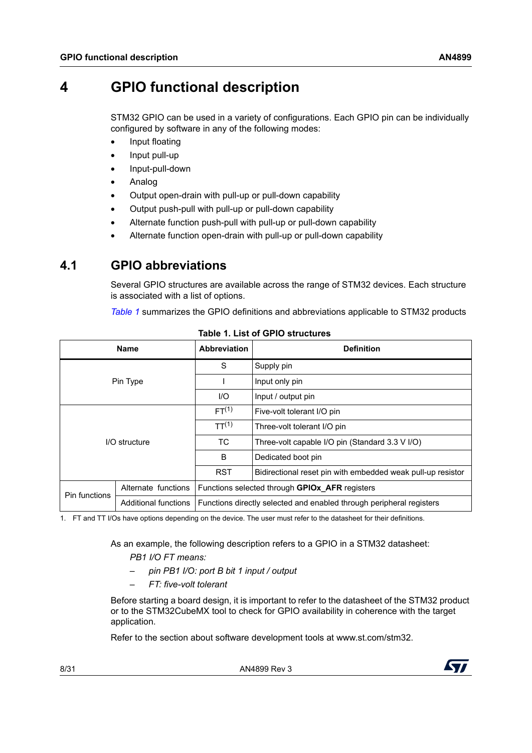# 4 GPIO functional description

STM32 GPIO can be used in a variety of configurations. Each GPIO pin can be individually configured by software in any of the following modes:

- Input floating
- Input pull-up
- Input-pull-down
- Analog
- Output open-drain with pull-up or pull-down capability
- Output push-pull with pull-up or pull-down capability
- Alternate function push-pull with pull-up or pull-down capability
- Alternate function open-drain with pull-up or pull-down capability

## 4.1 GPIO abbreviations

Several GPIO structures are available across the range of STM32 devices. Each structure is associated with a list of options.

*Table 1* summarizes the GPIO definitions and abbreviations applicable to STM32 products

**Table 1. List of GPIO structures**

| Name | | Abbreviation | Definition |
|---|---|---|---|
| Pin Type | | S | Supply pin |
| | | I | Input only pin |
| | | I/O | Input / output pin |
| I/O structure | | FT[1] | Five-volt tolerant I/O pin |
| | | TT[1] | Three-volt tolerant I/O pin |
| | | TC | Three-volt capable I/O pin (Standard 3.3 V I/O) |
| | | B | Dedicated boot pin |
| | | RST | Bidirectional reset pin with embedded weak pull-up resistor |
| Pin functions | Alternate functions | Functions selected through **GPIOx_AFR** registers | |
| | Additional functions | Functions directly selected and enabled through peripheral registers | |

1. FT and TT I/Os have options depending on the device. The user must refer to the datasheet for their definitions.

As an example, the following description refers to a GPIO in a STM32 datasheet:

*PB1 I/O FT means:*

- *pin PB1 I/O: port B bit 1 input / output*
- *FT: five-volt tolerant*

Before starting a board design, it is important to refer to the datasheet of the STM32 product or to the STM32CubeMX tool to check for GPIO availability in coherence with the target application.

Refer to the section about software development tools at www.st.com/stm32.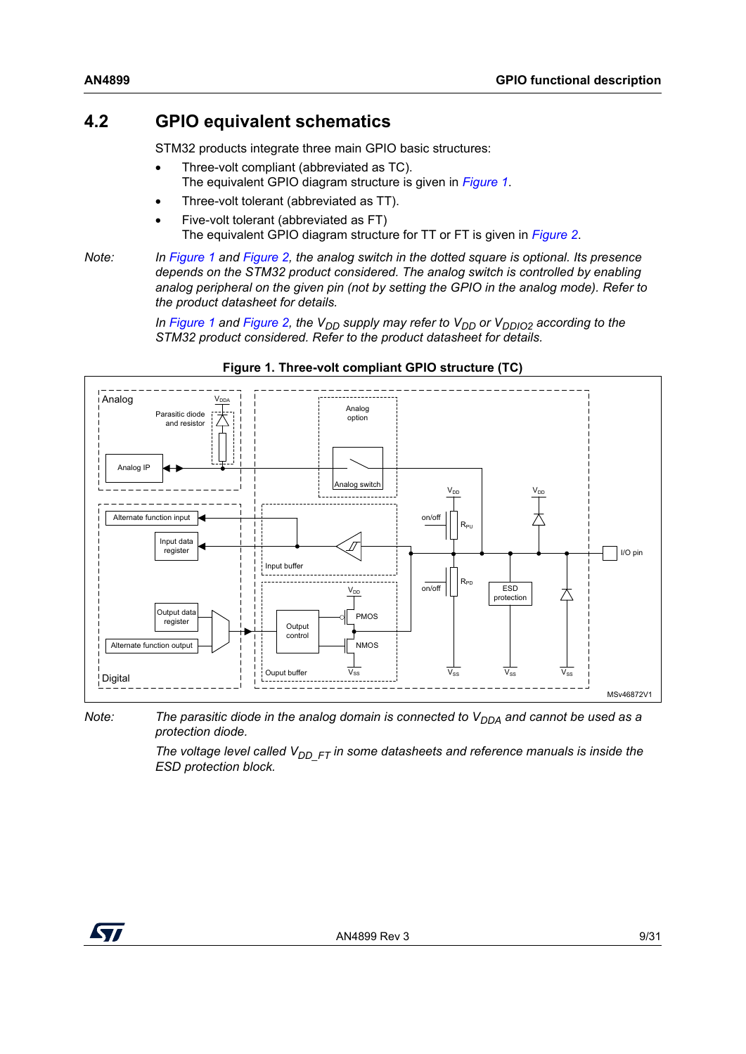## 4.2 GPIO equivalent schematics

STM32 products integrate three main GPIO basic structures:

- Three-volt compliant (abbreviated as TC).
  The equivalent GPIO diagram structure is given in *Figure 1*.
- Three-volt tolerant (abbreviated as TT).
- Five-volt tolerant (abbreviated as FT)
  The equivalent GPIO diagram structure for TT or FT is given in *Figure 2*.

*Note: In Figure 1 and Figure 2, the analog switch in the dotted square is optional. Its presence depends on the STM32 product considered. The analog switch is controlled by enabling analog peripheral on the given pin (not by setting the GPIO in the analog mode). Refer to the product datasheet for details.*

*In Figure 1 and Figure 2, the $V_{DD}$ supply may refer to $V_{DD}$ or $V_{DDIO2}$ according to the STM32 product considered. Refer to the product datasheet for details.*

**Figure 1. Three-volt compliant GPIO structure (TC)**

*Note: The parasitic diode in the analog domain is connected to $V_{DDA}$ and cannot be used as a protection diode.*

*The voltage level called $V_{DD\_FT}$ in some datasheets and reference manuals is inside the ESD protection block.*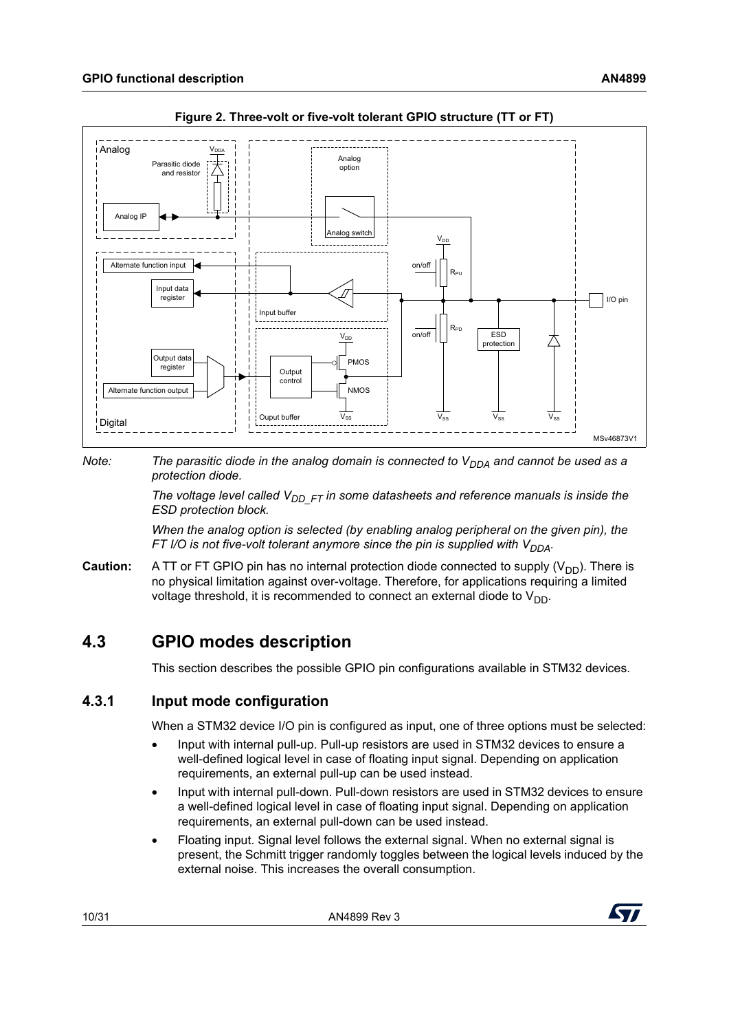**Figure 2. Three-volt or five-volt tolerant GPIO structure (TT or FT)**

*Note: The parasitic diode in the analog domain is connected to $V_{DDA}$ and cannot be used as a protection diode.*

*The voltage level called $V_{DD\_FT}$ in some datasheets and reference manuals is inside the ESD protection block.*

*When the analog option is selected (by enabling analog peripheral on the given pin), the FT I/O is not five-volt tolerant anymore since the pin is supplied with $V_{DDA}$.*

**Caution:** A TT or FT GPIO pin has no internal protection diode connected to supply ($V_{DD}$). There is no physical limitation against over-voltage. Therefore, for applications requiring a limited voltage threshold, it is recommended to connect an external diode to $V_{DD}$.

## 4.3 GPIO modes description

This section describes the possible GPIO pin configurations available in STM32 devices.

### 4.3.1 Input mode configuration

When a STM32 device I/O pin is configured as input, one of three options must be selected:

- Input with internal pull-up. Pull-up resistors are used in STM32 devices to ensure a well-defined logical level in case of floating input signal. Depending on application requirements, an external pull-up can be used instead.
- Input with internal pull-down. Pull-down resistors are used in STM32 devices to ensure a well-defined logical level in case of floating input signal. Depending on application requirements, an external pull-down can be used instead.
- Floating input. Signal level follows the external signal. When no external signal is present, the Schmitt trigger randomly toggles between the logical levels induced by the external noise. This increases the overall consumption.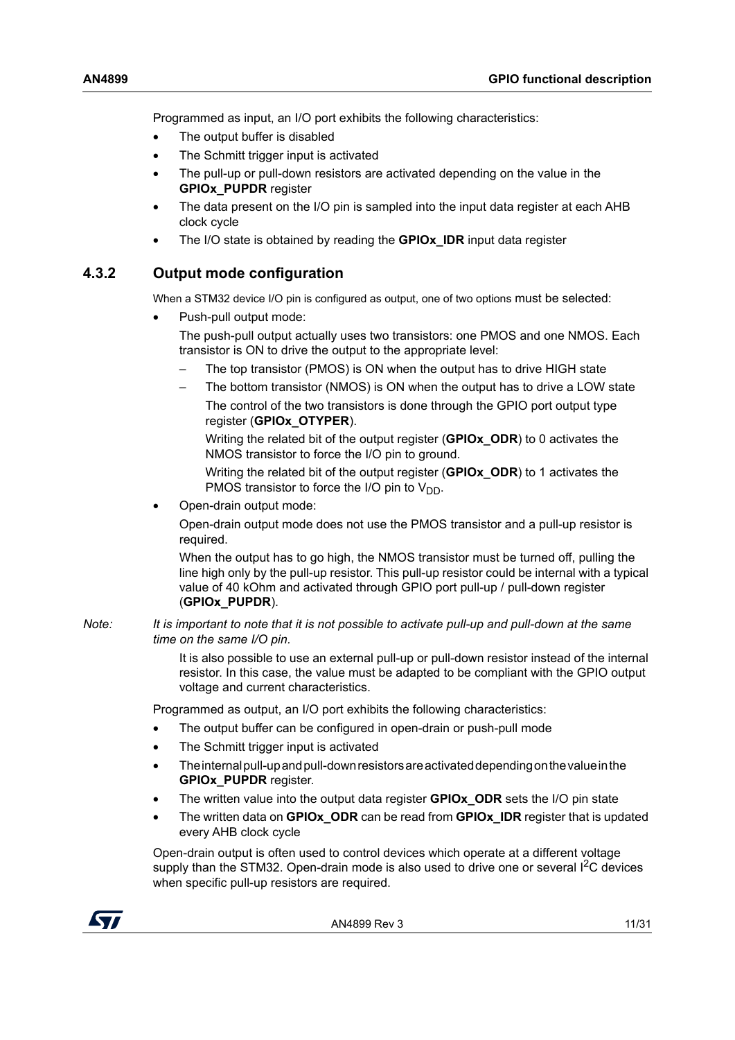Programmed as input, an I/O port exhibits the following characteristics:

- The output buffer is disabled
- The Schmitt trigger input is activated
- The pull-up or pull-down resistors are activated depending on the value in the **GPIOx_PUPDR** register
- The data present on the I/O pin is sampled into the input data register at each AHB clock cycle
- The I/O state is obtained by reading the **GPIOx_IDR** input data register

### 4.3.2 Output mode configuration

When a STM32 device I/O pin is configured as output, one of two options must be selected:

- Push-pull output mode:

  The push-pull output actually uses two transistors: one PMOS and one NMOS. Each transistor is ON to drive the output to the appropriate level:

  – The top transistor (PMOS) is ON when the output has to drive HIGH state

  – The bottom transistor (NMOS) is ON when the output has to drive a LOW state

    The control of the two transistors is done through the GPIO port output type register (**GPIOx_OTYPER**).

    Writing the related bit of the output register (**GPIOx_ODR**) to 0 activates the NMOS transistor to force the I/O pin to ground.

    Writing the related bit of the output register (**GPIOx_ODR**) to 1 activates the PMOS transistor to force the I/O pin to $V_{DD}$.

- Open-drain output mode:

  Open-drain output mode does not use the PMOS transistor and a pull-up resistor is required.

  When the output has to go high, the NMOS transistor must be turned off, pulling the line high only by the pull-up resistor. This pull-up resistor could be internal with a typical value of 40 kOhm and activated through GPIO port pull-up / pull-down register (**GPIOx_PUPDR**).

*Note: It is important to note that it is not possible to activate pull-up and pull-down at the same time on the same I/O pin.*

  It is also possible to use an external pull-up or pull-down resistor instead of the internal resistor. In this case, the value must be adapted to be compliant with the GPIO output voltage and current characteristics.

Programmed as output, an I/O port exhibits the following characteristics:

- The output buffer can be configured in open-drain or push-pull mode
- The Schmitt trigger input is activated
- The internal pull-up and pull-down resistors are activated depending on the value in the **GPIOx_PUPDR** register.
- The written value into the output data register **GPIOx_ODR** sets the I/O pin state
- The written data on **GPIOx_ODR** can be read from **GPIOx_IDR** register that is updated every AHB clock cycle

Open-drain output is often used to control devices which operate at a different voltage supply than the STM32. Open-drain mode is also used to drive one or several $I^2C$ devices when specific pull-up resistors are required.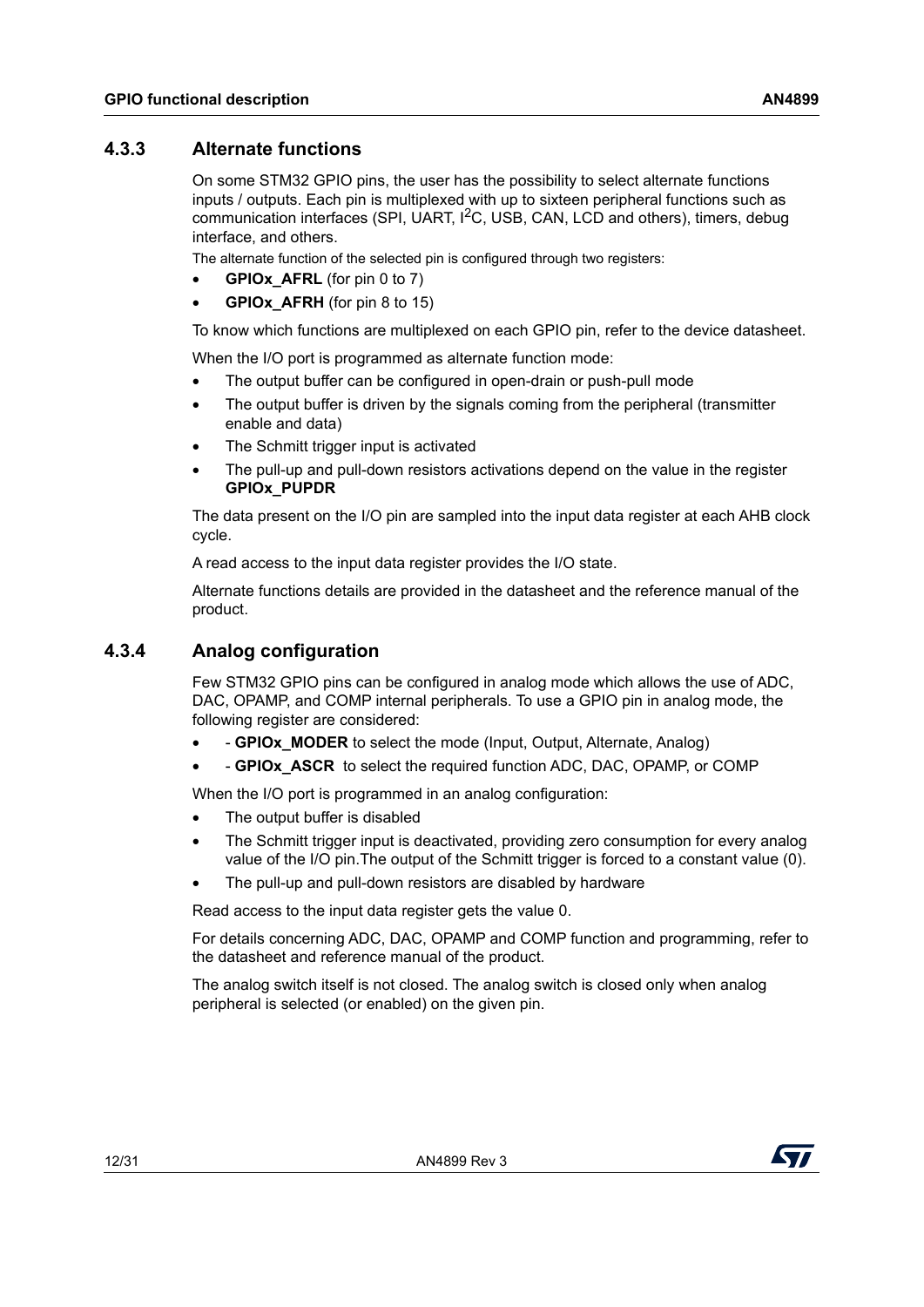### 4.3.3 Alternate functions

On some STM32 GPIO pins, the user has the possibility to select alternate functions inputs / outputs. Each pin is multiplexed with up to sixteen peripheral functions such as communication interfaces (SPI, UART, $I^2C$, USB, CAN, LCD and others), timers, debug interface, and others.

The alternate function of the selected pin is configured through two registers:

- **GPIOx_AFRL** (for pin 0 to 7)
- **GPIOx_AFRH** (for pin 8 to 15)

To know which functions are multiplexed on each GPIO pin, refer to the device datasheet.

When the I/O port is programmed as alternate function mode:

- The output buffer can be configured in open-drain or push-pull mode
- The output buffer is driven by the signals coming from the peripheral (transmitter enable and data)
- The Schmitt trigger input is activated
- The pull-up and pull-down resistors activations depend on the value in the register **GPIOx_PUPDR**

The data present on the I/O pin are sampled into the input data register at each AHB clock cycle.

A read access to the input data register provides the I/O state.

Alternate functions details are provided in the datasheet and the reference manual of the product.

### 4.3.4 Analog configuration

Few STM32 GPIO pins can be configured in analog mode which allows the use of ADC, DAC, OPAMP, and COMP internal peripherals. To use a GPIO pin in analog mode, the following register are considered:

- \- **GPIOx_MODER** to select the mode (Input, Output, Alternate, Analog)
- \- **GPIOx_ASCR** to select the required function ADC, DAC, OPAMP, or COMP

When the I/O port is programmed in an analog configuration:

- The output buffer is disabled
- The Schmitt trigger input is deactivated, providing zero consumption for every analog value of the I/O pin.The output of the Schmitt trigger is forced to a constant value (0).
- The pull-up and pull-down resistors are disabled by hardware

Read access to the input data register gets the value 0.

For details concerning ADC, DAC, OPAMP and COMP function and programming, refer to the datasheet and reference manual of the product.

The analog switch itself is not closed. The analog switch is closed only when analog peripheral is selected (or enabled) on the given pin.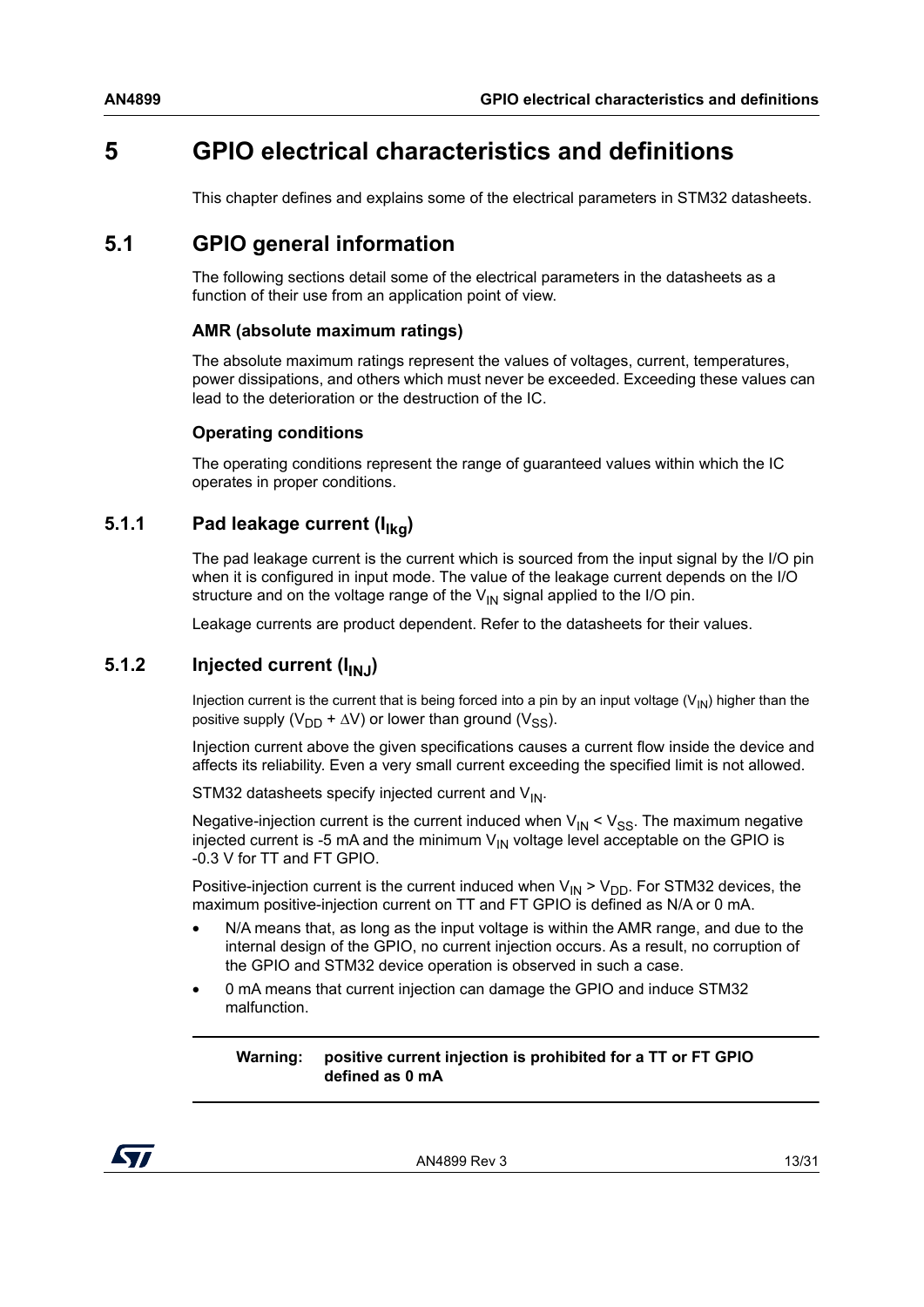# 5 GPIO electrical characteristics and definitions

This chapter defines and explains some of the electrical parameters in STM32 datasheets.

## 5.1 GPIO general information

The following sections detail some of the electrical parameters in the datasheets as a function of their use from an application point of view.

#### AMR (absolute maximum ratings)

The absolute maximum ratings represent the values of voltages, current, temperatures, power dissipations, and others which must never be exceeded. Exceeding these values can lead to the deterioration or the destruction of the IC.

#### Operating conditions

The operating conditions represent the range of guaranteed values within which the IC operates in proper conditions.

### 5.1.1 Pad leakage current ($I_{lkg}$)

The pad leakage current is the current which is sourced from the input signal by the I/O pin when it is configured in input mode. The value of the leakage current depends on the I/O structure and on the voltage range of the $V_{IN}$ signal applied to the I/O pin.

Leakage currents are product dependent. Refer to the datasheets for their values.

### 5.1.2 Injected current ($I_{INJ}$)

Injection current is the current that is being forced into a pin by an input voltage ($V_{IN}$) higher than the positive supply ($V_{DD} + \Delta V$) or lower than ground ($V_{SS}$).

Injection current above the given specifications causes a current flow inside the device and affects its reliability. Even a very small current exceeding the specified limit is not allowed.

STM32 datasheets specify injected current and $V_{IN}$.

Negative-injection current is the current induced when $V_{IN} < V_{SS}$. The maximum negative injected current is -5 mA and the minimum $V_{IN}$ voltage level acceptable on the GPIO is -0.3 V for TT and FT GPIO.

Positive-injection current is the current induced when $V_{IN} > V_{DD}$. For STM32 devices, the maximum positive-injection current on TT and FT GPIO is defined as N/A or 0 mA.

- N/A means that, as long as the input voltage is within the AMR range, and due to the internal design of the GPIO, no current injection occurs. As a result, no corruption of the GPIO and STM32 device operation is observed in such a case.
- 0 mA means that current injection can damage the GPIO and induce STM32 malfunction.

**Warning: positive current injection is prohibited for a TT or FT GPIO defined as 0 mA**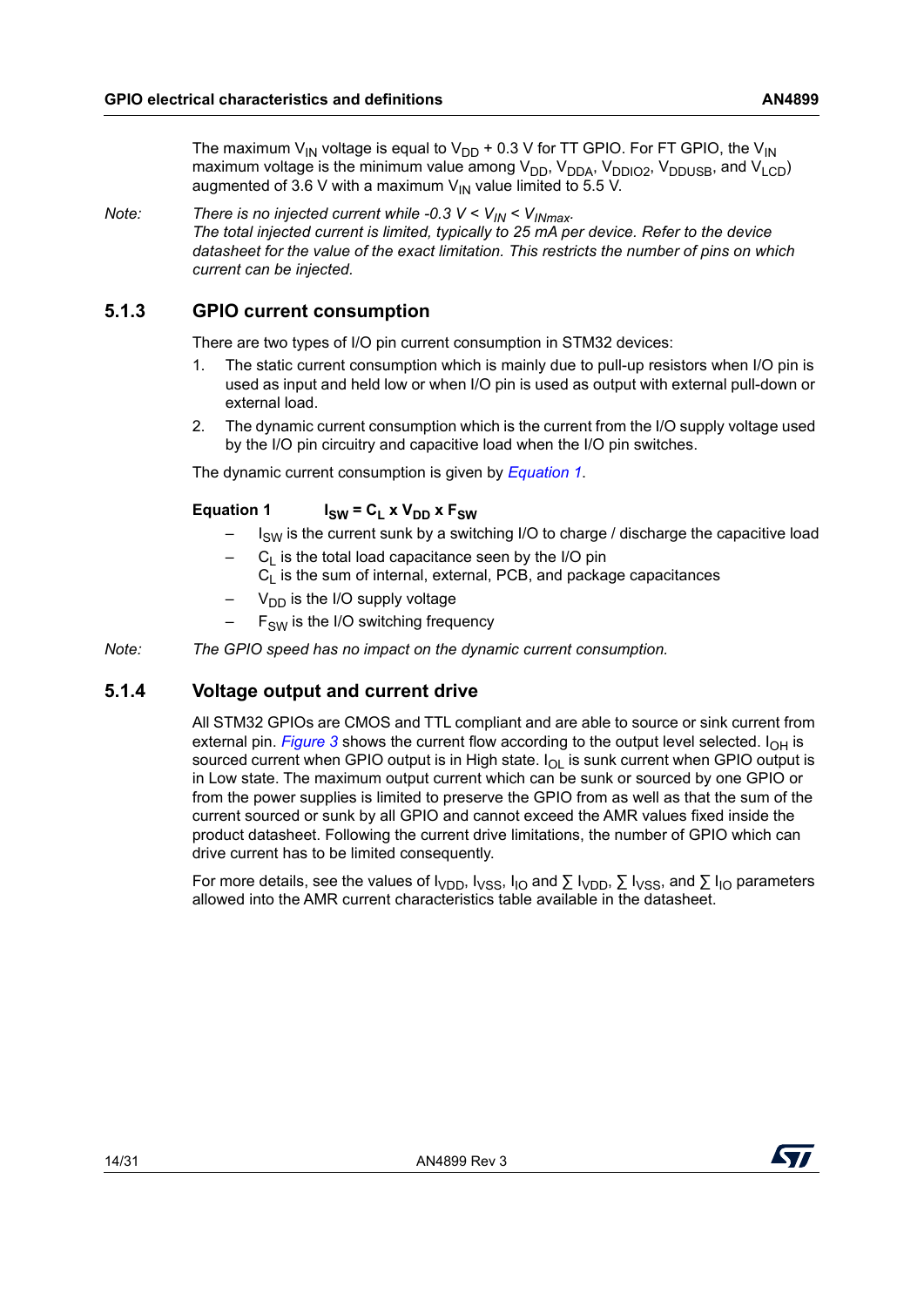The maximum $V_{IN}$ voltage is equal to $V_{DD}$ + 0.3 V for TT GPIO. For FT GPIO, the $V_{IN}$ maximum voltage is the minimum value among $V_{DD}$, $V_{DDA}$, $V_{DDIO2}$, $V_{DDUSB}$, and $V_{LCD}$) augmented of 3.6 V with a maximum $V_{IN}$ value limited to 5.5 V.

*Note: There is no injected current while -0.3 V < $V_{IN}$ < $V_{INmax}$.*
*The total injected current is limited, typically to 25 mA per device. Refer to the device datasheet for the value of the exact limitation. This restricts the number of pins on which current can be injected.*

### 5.1.3 GPIO current consumption

There are two types of I/O pin current consumption in STM32 devices:

1. The static current consumption which is mainly due to pull-up resistors when I/O pin is used as input and held low or when I/O pin is used as output with external pull-down or external load.
2. The dynamic current consumption which is the current from the I/O supply voltage used by the I/O pin circuitry and capacitive load when the I/O pin switches.

The dynamic current consumption is given by *Equation 1*.

**Equation 1**

$$I_{SW} = C_L \times V_{DD} \times F_{SW}$$

- $I_{SW}$ is the current sunk by a switching I/O to charge / discharge the capacitive load
- $C_L$ is the total load capacitance seen by the I/O pin
  $C_L$ is the sum of internal, external, PCB, and package capacitances
- $V_{DD}$ is the I/O supply voltage
- $F_{SW}$ is the I/O switching frequency

*Note: The GPIO speed has no impact on the dynamic current consumption.*

### 5.1.4 Voltage output and current drive

All STM32 GPIOs are CMOS and TTL compliant and are able to source or sink current from external pin. *Figure 3* shows the current flow according to the output level selected. $I_{OH}$ is sourced current when GPIO output is in High state. $I_{OL}$ is sunk current when GPIO output is in Low state. The maximum output current which can be sunk or sourced by one GPIO or from the power supplies is limited to preserve the GPIO from as well as that the sum of the current sourced or sunk by all GPIO and cannot exceed the AMR values fixed inside the product datasheet. Following the current drive limitations, the number of GPIO which can drive current has to be limited consequently.

For more details, see the values of $I_{VDD}$, $I_{VSS}$, $I_{IO}$ and $\sum I_{VDD}$, $\sum I_{VSS}$, and $\sum I_{IO}$ parameters allowed into the AMR current characteristics table available in the datasheet.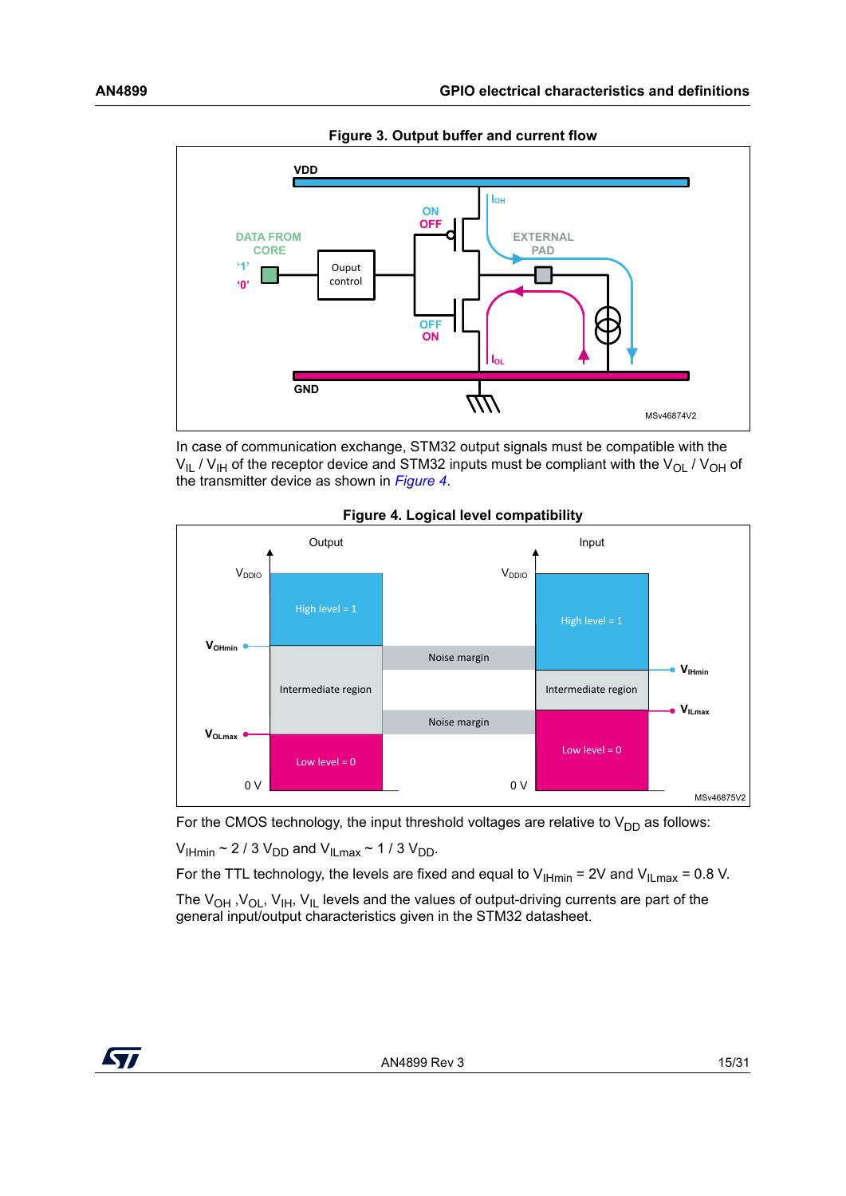**Figure 3. Output buffer and current flow**

In case of communication exchange, STM32 output signals must be compatible with the $V_{IL}$ / $V_{IH}$ of the receptor device and STM32 inputs must be compliant with the $V_{OL}$ / $V_{OH}$ of the transmitter device as shown in *Figure 4*.

**Figure 4. Logical level compatibility**

For the CMOS technology, the input threshold voltages are relative to $V_{DD}$ as follows:

$V_{IHmin}$ ~ 2 / 3 $V_{DD}$ and $V_{ILmax}$ ~ 1 / 3 $V_{DD}$.

For the TTL technology, the levels are fixed and equal to $V_{IHmin}$ = 2V and $V_{ILmax}$ = 0.8 V.

The $V_{OH}$ ,$V_{OL}$, $V_{IH}$, $V_{IL}$ levels and the values of output-driving currents are part of the general input/output characteristics given in the STM32 datasheet.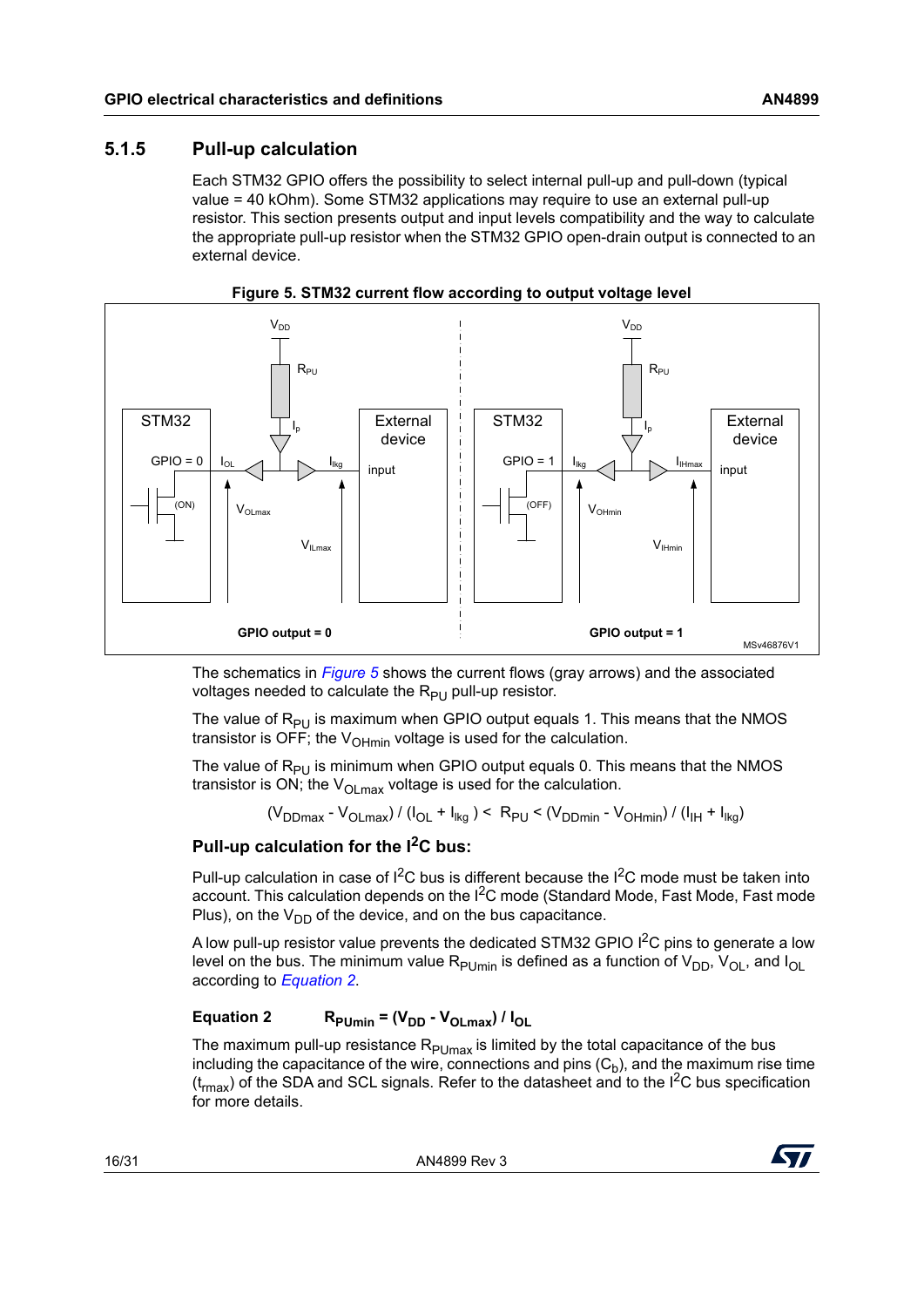### 5.1.5 Pull-up calculation

Each STM32 GPIO offers the possibility to select internal pull-up and pull-down (typical value = 40 kOhm). Some STM32 applications may require to use an external pull-up resistor. This section presents output and input levels compatibility and the way to calculate the appropriate pull-up resistor when the STM32 GPIO open-drain output is connected to an external device.

**Figure 5. STM32 current flow according to output voltage level**

The schematics in *Figure 5* shows the current flows (gray arrows) and the associated voltages needed to calculate the $R_{PU}$ pull-up resistor.

The value of $R_{PU}$ is maximum when GPIO output equals 1. This means that the NMOS transistor is OFF; the $V_{OHmin}$ voltage is used for the calculation.

The value of $R_{PU}$ is minimum when GPIO output equals 0. This means that the NMOS transistor is ON; the $V_{OLmax}$ voltage is used for the calculation.

$$(V_{DDmax} - V_{OLmax}) / (I_{OL} + I_{lkg}) < R_{PU} < (V_{DDmin} - V_{OHmin}) / (I_{IH} + I_{lkg})$$

#### Pull-up calculation for the I²C bus:

Pull-up calculation in case of I²C bus is different because the I²C mode must be taken into account. This calculation depends on the I²C mode (Standard Mode, Fast Mode, Fast mode Plus), on the $V_{DD}$ of the device, and on the bus capacitance.

A low pull-up resistor value prevents the dedicated STM32 GPIO I²C pins to generate a low level on the bus. The minimum value $R_{PUmin}$ is defined as a function of $V_{DD}$, $V_{OL}$, and $I_{OL}$ according to *Equation 2*.

**Equation 2** $$R_{PUmin} = (V_{DD} - V_{OLmax}) / I_{OL}$$

The maximum pull-up resistance $R_{PUmax}$ is limited by the total capacitance of the bus including the capacitance of the wire, connections and pins ($C_b$), and the maximum rise time ($t_{rmax}$) of the SDA and SCL signals. Refer to the datasheet and to the I²C bus specification for more details.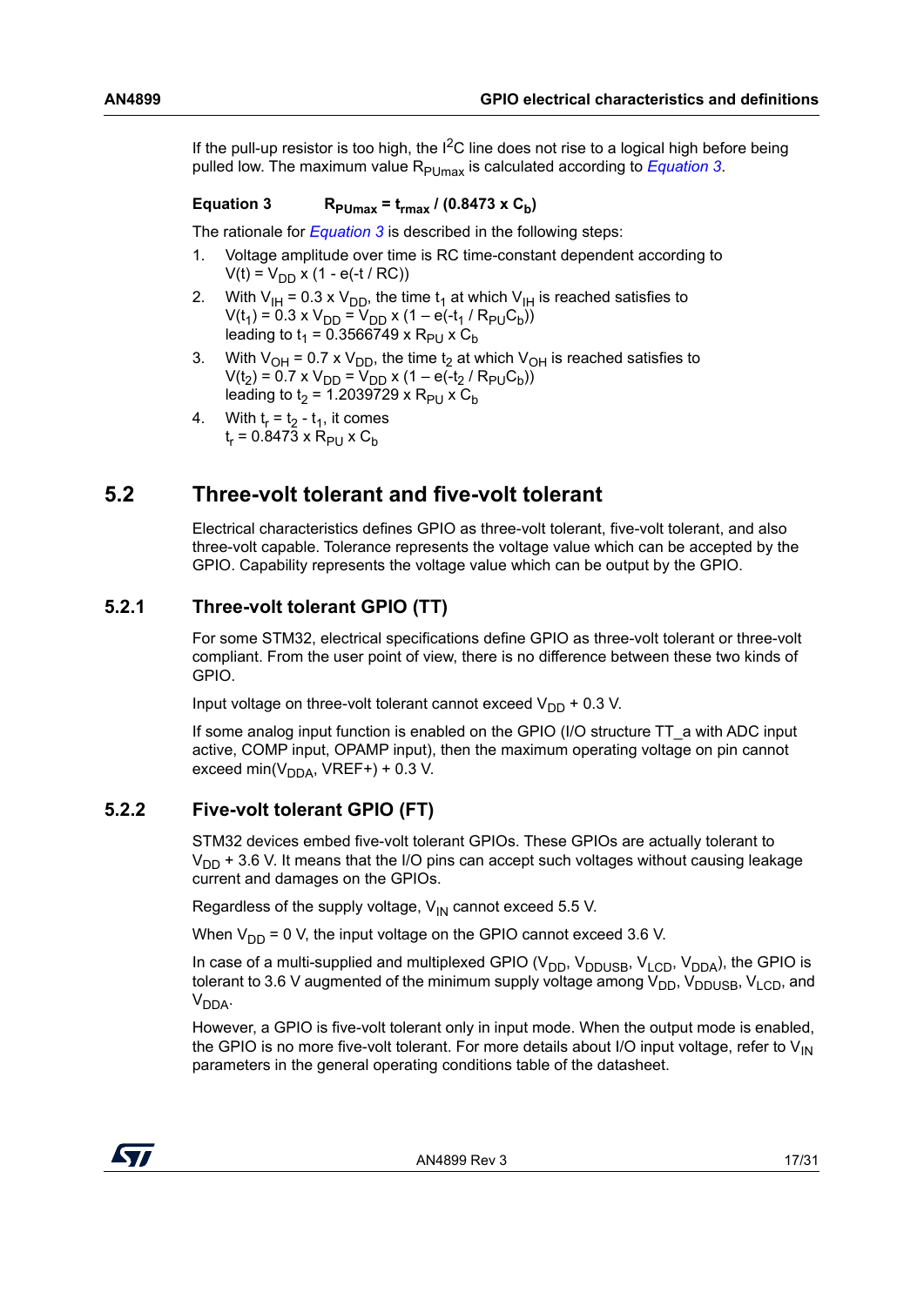If the pull-up resistor is too high, the $I^2C$ line does not rise to a logical high before being pulled low. The maximum value $R_{PUmax}$ is calculated according to *Equation 3*.

**Equation 3** $\quad R_{PUmax} = t_{rmax} / (0.8473 \times C_b)$

The rationale for *Equation 3* is described in the following steps:

1. Voltage amplitude over time is RC time-constant dependent according to $V(t) = V_{DD} \times (1 - e(-t / RC))$
2. With $V_{IH} = 0.3 \times V_{DD}$, the time $t_1$ at which $V_{IH}$ is reached satisfies to $V(t_1) = 0.3 \times V_{DD} = V_{DD} \times (1 - e(-t_1 / R_{PU}C_b))$ leading to $t_1 = 0.3566749 \times R_{PU} \times C_b$
3. With $V_{OH} = 0.7 \times V_{DD}$, the time $t_2$ at which $V_{OH}$ is reached satisfies to $V(t_2) = 0.7 \times V_{DD} = V_{DD} \times (1 - e(-t_2 / R_{PU}C_b))$ leading to $t_2 = 1.2039729 \times R_{PU} \times C_b$
4. With $t_r = t_2 - t_1$, it comes $t_r = 0.8473 \times R_{PU} \times C_b$

## 5.2 Three-volt tolerant and five-volt tolerant

Electrical characteristics defines GPIO as three-volt tolerant, five-volt tolerant, and also three-volt capable. Tolerance represents the voltage value which can be accepted by the GPIO. Capability represents the voltage value which can be output by the GPIO.

### 5.2.1 Three-volt tolerant GPIO (TT)

For some STM32, electrical specifications define GPIO as three-volt tolerant or three-volt compliant. From the user point of view, there is no difference between these two kinds of GPIO.

Input voltage on three-volt tolerant cannot exceed $V_{DD}$ + 0.3 V.

If some analog input function is enabled on the GPIO (I/O structure TT_a with ADC input active, COMP input, OPAMP input), then the maximum operating voltage on pin cannot exceed min($V_{DDA}$, VREF+) + 0.3 V.

### 5.2.2 Five-volt tolerant GPIO (FT)

STM32 devices embed five-volt tolerant GPIOs. These GPIOs are actually tolerant to $V_{DD}$ + 3.6 V. It means that the I/O pins can accept such voltages without causing leakage current and damages on the GPIOs.

Regardless of the supply voltage, $V_{IN}$ cannot exceed 5.5 V.

When $V_{DD}$ = 0 V, the input voltage on the GPIO cannot exceed 3.6 V.

In case of a multi-supplied and multiplexed GPIO ($V_{DD}$, $V_{DDUSB}$, $V_{LCD}$, $V_{DDA}$), the GPIO is tolerant to 3.6 V augmented of the minimum supply voltage among $V_{DD}$, $V_{DDUSB}$, $V_{LCD}$, and $V_{DDA}$.

However, a GPIO is five-volt tolerant only in input mode. When the output mode is enabled, the GPIO is no more five-volt tolerant. For more details about I/O input voltage, refer to $V_{IN}$ parameters in the general operating conditions table of the datasheet.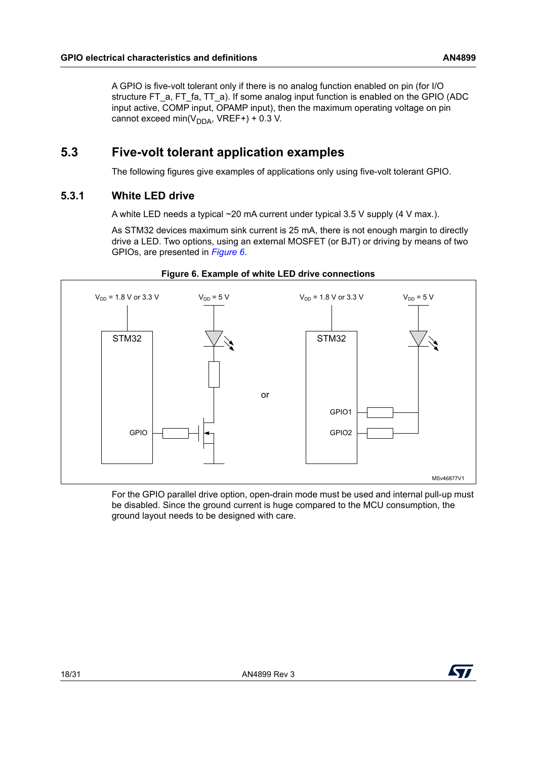A GPIO is five-volt tolerant only if there is no analog function enabled on pin (for I/O structure FT_a, FT_fa, TT_a). If some analog input function is enabled on the GPIO (ADC input active, COMP input, OPAMP input), then the maximum operating voltage on pin cannot exceed min($V_{DDA}$, VREF+) + 0.3 V.

## 5.3 Five-volt tolerant application examples

The following figures give examples of applications only using five-volt tolerant GPIO.

### 5.3.1 White LED drive

A white LED needs a typical ~20 mA current under typical 3.5 V supply (4 V max.).

As STM32 devices maximum sink current is 25 mA, there is not enough margin to directly drive a LED. Two options, using an external MOSFET (or BJT) or driving by means of two GPIOs, are presented in *Figure 6*.

**Figure 6. Example of white LED drive connections**

For the GPIO parallel drive option, open-drain mode must be used and internal pull-up must be disabled. Since the ground current is huge compared to the MCU consumption, the ground layout needs to be designed with care.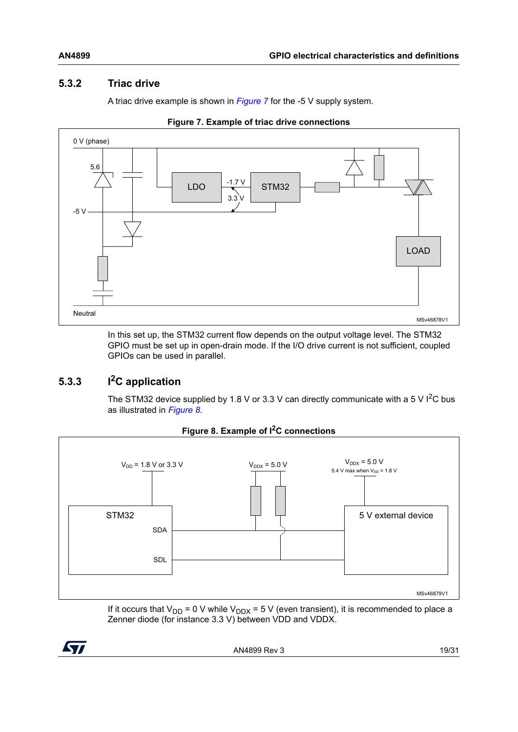### 5.3.2 Triac drive

A triac drive example is shown in *Figure 7* for the -5 V supply system.

**Figure 7. Example of triac drive connections**

In this set up, the STM32 current flow depends on the output voltage level. The STM32 GPIO must be set up in open-drain mode. If the I/O drive current is not sufficient, coupled GPIOs can be used in parallel.

### 5.3.3 I²C application

The STM32 device supplied by 1.8 V or 3.3 V can directly communicate with a 5 V I²C bus as illustrated in *Figure 8*.

**Figure 8. Example of I²C connections**

If it occurs that $V_{DD}$ = 0 V while $V_{DDX}$ = 5 V (even transient), it is recommended to place a Zenner diode (for instance 3.3 V) between VDD and VDDX.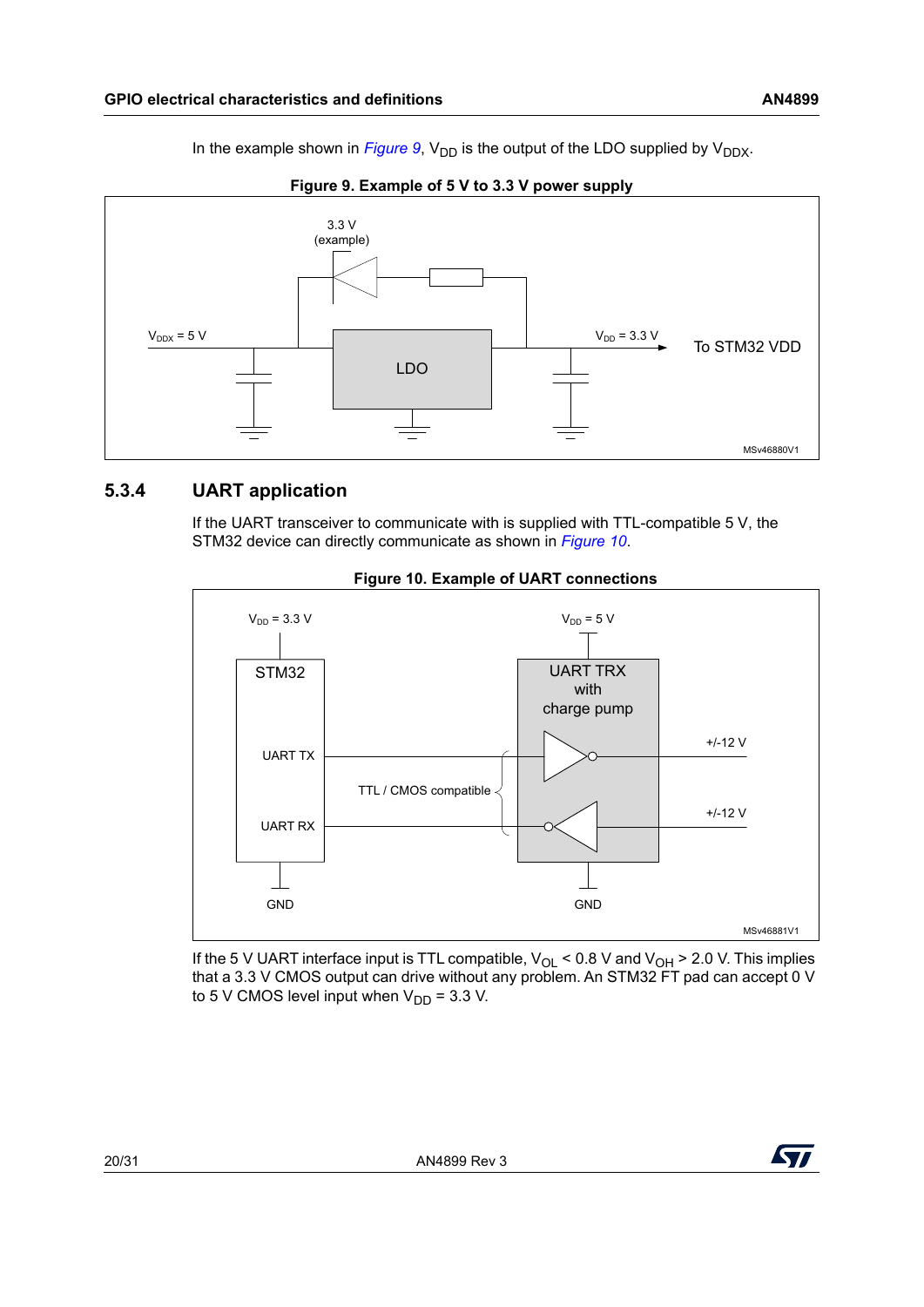In the example shown in *Figure 9*, $V_{DD}$ is the output of the LDO supplied by $V_{DDX}$.

**Figure 9. Example of 5 V to 3.3 V power supply**

### 5.3.4 UART application

If the UART transceiver to communicate with is supplied with TTL-compatible 5 V, the STM32 device can directly communicate as shown in *Figure 10*.

**Figure 10. Example of UART connections**

If the 5 V UART interface input is TTL compatible, $V_{OL}$ < 0.8 V and $V_{OH}$ > 2.0 V. This implies that a 3.3 V CMOS output can drive without any problem. An STM32 FT pad can accept 0 V to 5 V CMOS level input when $V_{DD}$ = 3.3 V.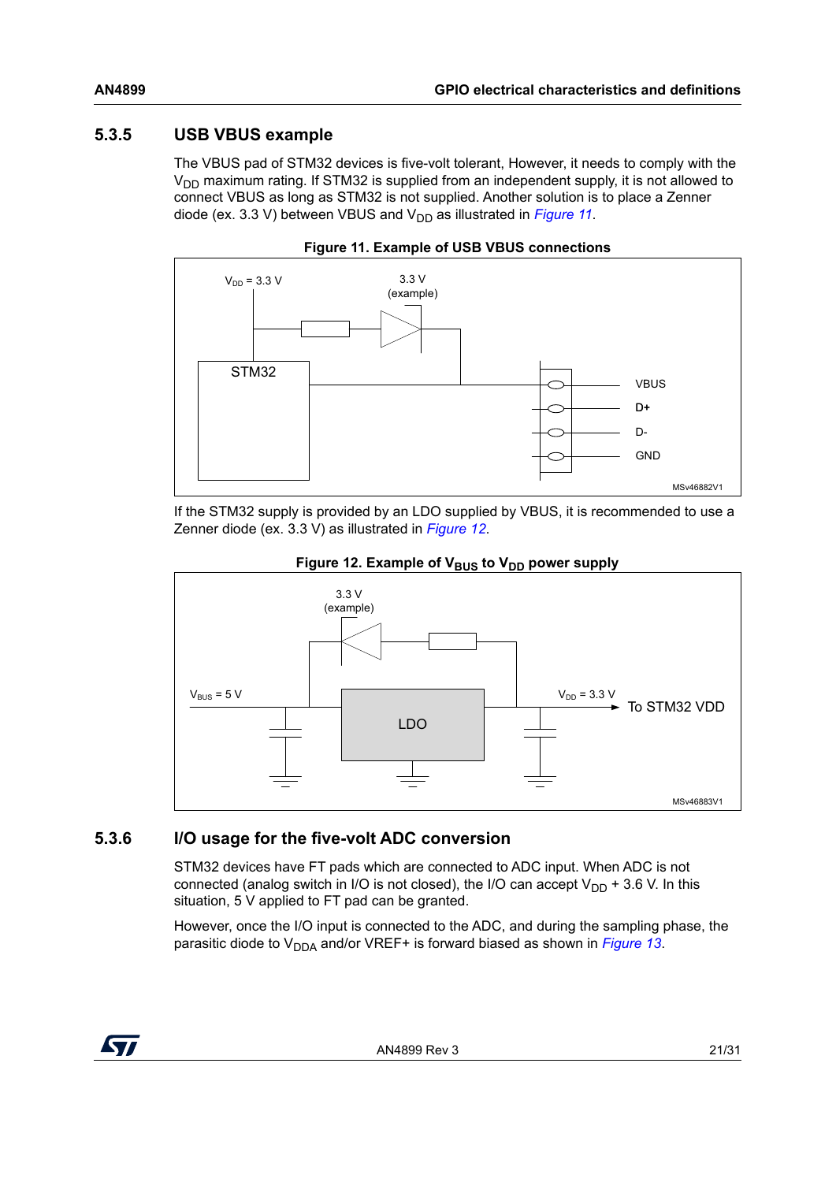### 5.3.5 USB VBUS example

The VBUS pad of STM32 devices is five-volt tolerant, However, it needs to comply with the $V_{DD}$ maximum rating. If STM32 is supplied from an independent supply, it is not allowed to connect VBUS as long as STM32 is not supplied. Another solution is to place a Zenner diode (ex. 3.3 V) between VBUS and $V_{DD}$ as illustrated in *Figure 11*.

**Figure 11. Example of USB VBUS connections**

If the STM32 supply is provided by an LDO supplied by VBUS, it is recommended to use a Zenner diode (ex. 3.3 V) as illustrated in *Figure 12*.

**Figure 12. Example of $V_{BUS}$ to $V_{DD}$ power supply**

### 5.3.6 I/O usage for the five-volt ADC conversion

STM32 devices have FT pads which are connected to ADC input. When ADC is not connected (analog switch in I/O is not closed), the I/O can accept $V_{DD}$ + 3.6 V. In this situation, 5 V applied to FT pad can be granted.

However, once the I/O input is connected to the ADC, and during the sampling phase, the parasitic diode to $V_{DDA}$ and/or VREF+ is forward biased as shown in *Figure 13*.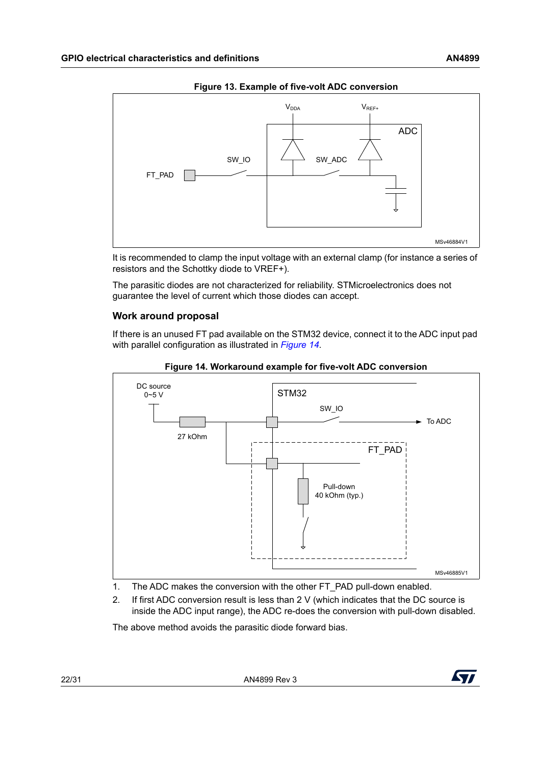**Figure 13. Example of five-volt ADC conversion**

It is recommended to clamp the input voltage with an external clamp (for instance a series of resistors and the Schottky diode to VREF+).

The parasitic diodes are not characterized for reliability. STMicroelectronics does not guarantee the level of current which those diodes can accept.

### Work around proposal

If there is an unused FT pad available on the STM32 device, connect it to the ADC input pad with parallel configuration as illustrated in *Figure 14*.

**Figure 14. Workaround example for five-volt ADC conversion**

1. The ADC makes the conversion with the other FT_PAD pull-down enabled.
2. If first ADC conversion result is less than 2 V (which indicates that the DC source is inside the ADC input range), the ADC re-does the conversion with pull-down disabled.

The above method avoids the parasitic diode forward bias.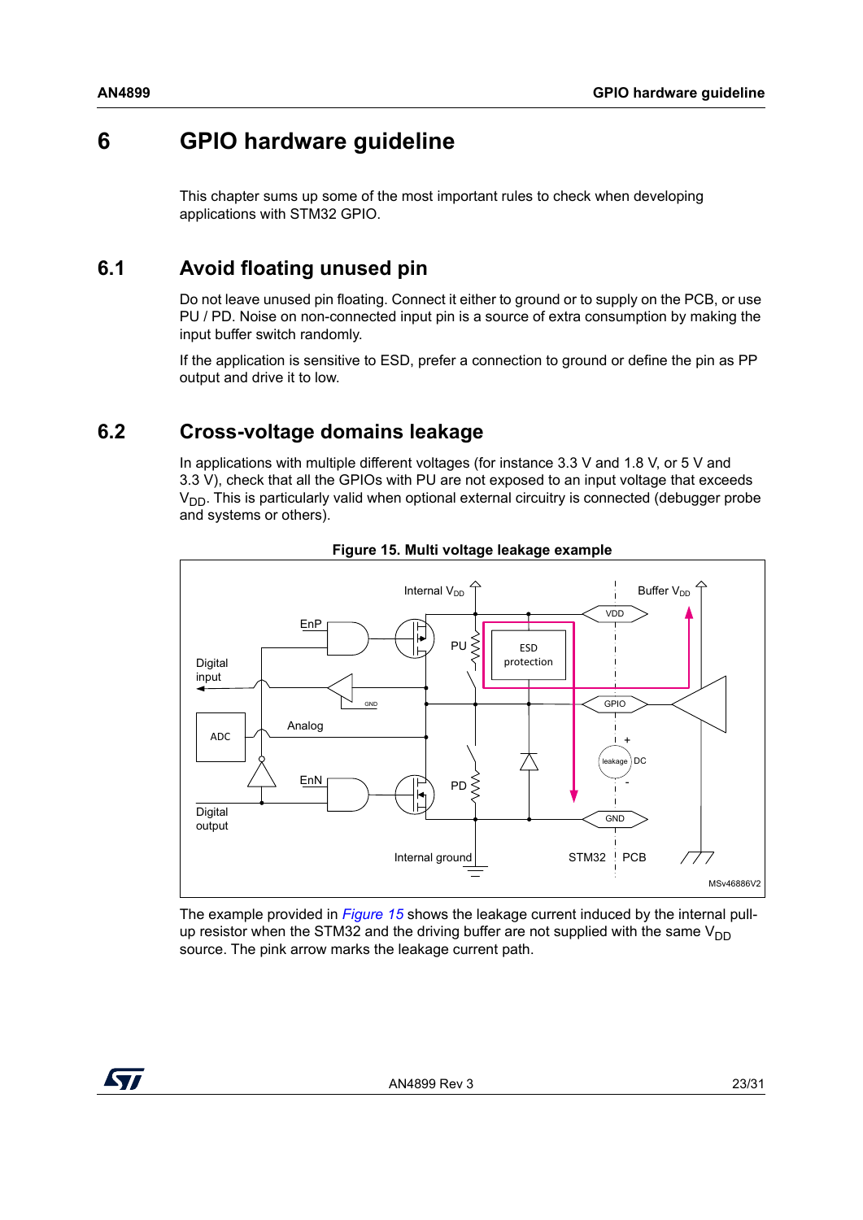# 6 GPIO hardware guideline

This chapter sums up some of the most important rules to check when developing applications with STM32 GPIO.

## 6.1 Avoid floating unused pin

Do not leave unused pin floating. Connect it either to ground or to supply on the PCB, or use PU / PD. Noise on non-connected input pin is a source of extra consumption by making the input buffer switch randomly.

If the application is sensitive to ESD, prefer a connection to ground or define the pin as PP output and drive it to low.

## 6.2 Cross-voltage domains leakage

In applications with multiple different voltages (for instance 3.3 V and 1.8 V, or 5 V and 3.3 V), check that all the GPIOs with PU are not exposed to an input voltage that exceeds $V_{DD}$. This is particularly valid when optional external circuitry is connected (debugger probe and systems or others).

**Figure 15. Multi voltage leakage example**

The example provided in *Figure 15* shows the leakage current induced by the internal pull-up resistor when the STM32 and the driving buffer are not supplied with the same $V_{DD}$ source. The pink arrow marks the leakage current path.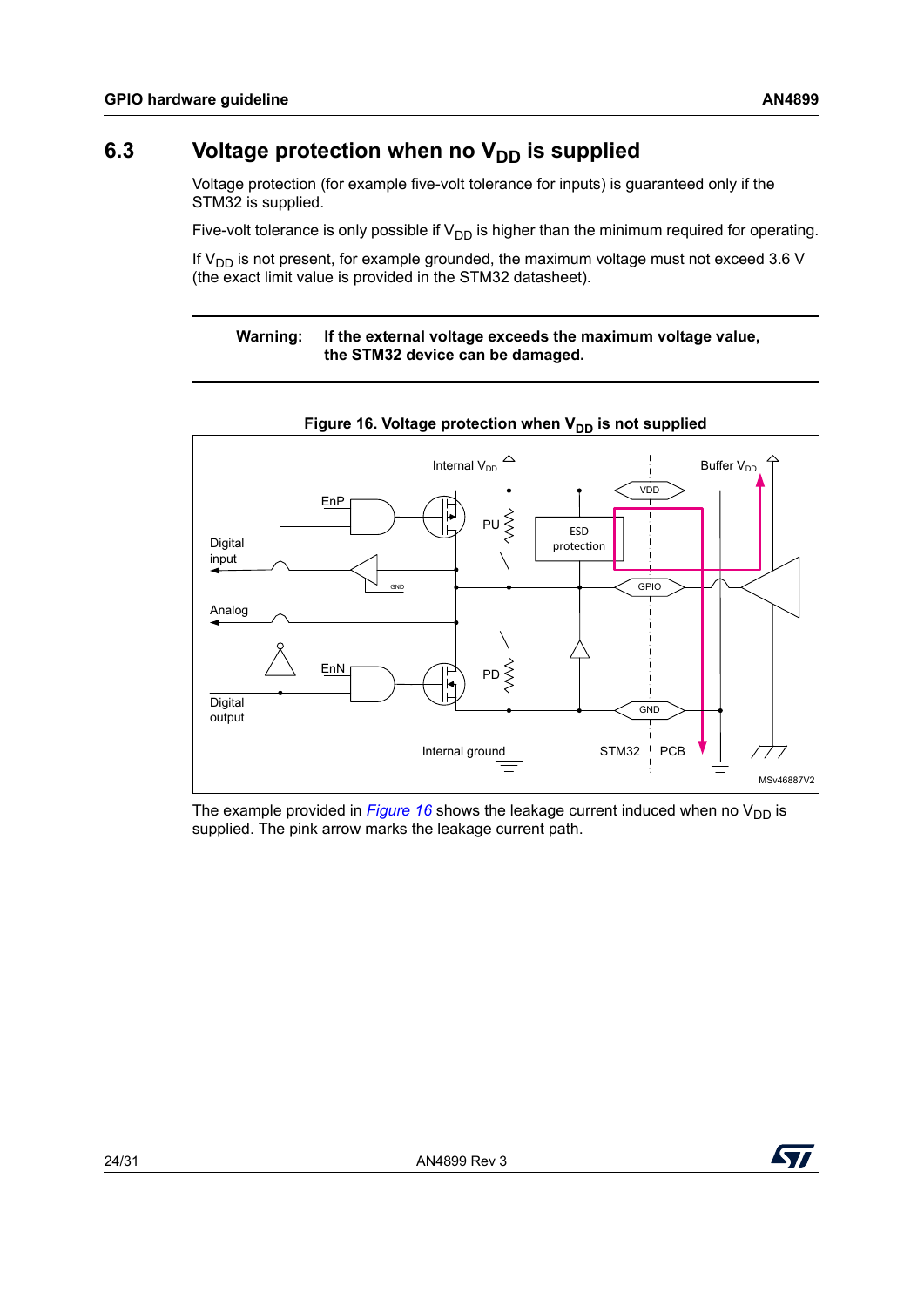## 6.3 Voltage protection when no $V_{DD}$ is supplied

Voltage protection (for example five-volt tolerance for inputs) is guaranteed only if the STM32 is supplied.

Five-volt tolerance is only possible if $V_{DD}$ is higher than the minimum required for operating.

If $V_{DD}$ is not present, for example grounded, the maximum voltage must not exceed 3.6 V (the exact limit value is provided in the STM32 datasheet).

**Warning: If the external voltage exceeds the maximum voltage value, the STM32 device can be damaged.**

**Figure 16. Voltage protection when $V_{DD}$ is not supplied**

The example provided in *Figure 16* shows the leakage current induced when no $V_{DD}$ is supplied. The pink arrow marks the leakage current path.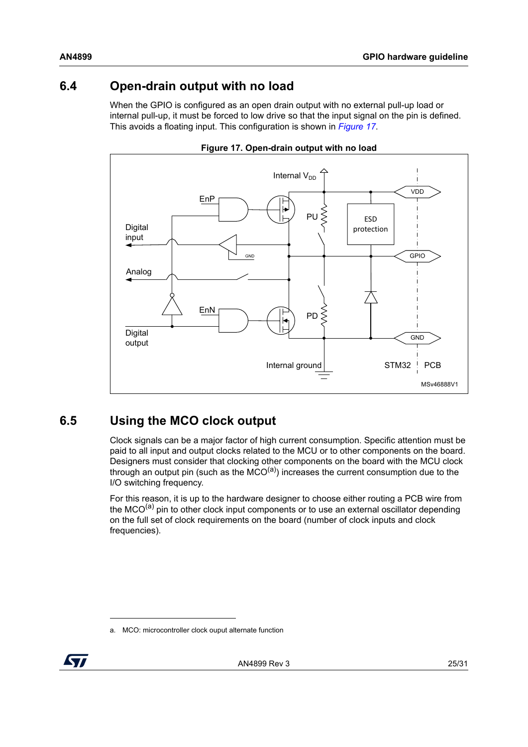## 6.4 Open-drain output with no load

When the GPIO is configured as an open drain output with no external pull-up load or internal pull-up, it must be forced to low drive so that the input signal on the pin is defined. This avoids a floating input. This configuration is shown in *Figure 17*.

**Figure 17. Open-drain output with no load**

## 6.5 Using the MCO clock output

Clock signals can be a major factor of high current consumption. Specific attention must be paid to all input and output clocks related to the MCU or to other components on the board. Designers must consider that clocking other components on the board with the MCU clock through an output pin (such as the MCO[a]) increases the current consumption due to the I/O switching frequency.

For this reason, it is up to the hardware designer to choose either routing a PCB wire from the MCO[a] pin to other clock input components or to use an external oscillator depending on the full set of clock requirements on the board (number of clock inputs and clock frequencies).

a. MCO: microcontroller clock ouput alternate function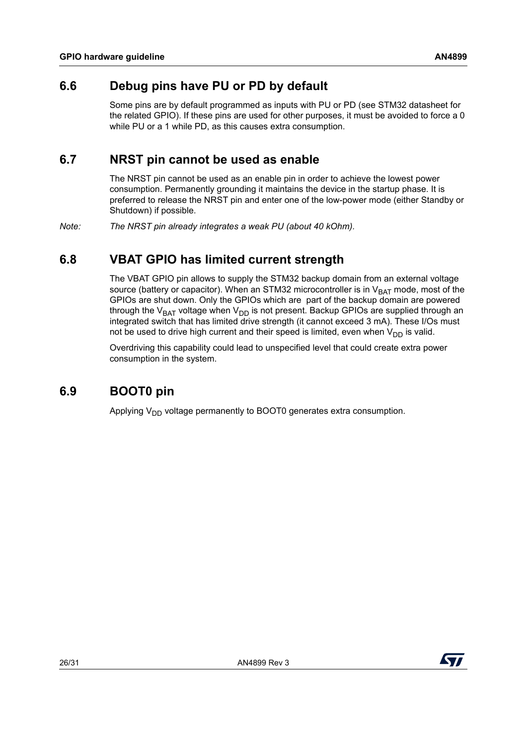## 6.6 Debug pins have PU or PD by default

Some pins are by default programmed as inputs with PU or PD (see STM32 datasheet for the related GPIO). If these pins are used for other purposes, it must be avoided to force a 0 while PU or a 1 while PD, as this causes extra consumption.

## 6.7 NRST pin cannot be used as enable

The NRST pin cannot be used as an enable pin in order to achieve the lowest power consumption. Permanently grounding it maintains the device in the startup phase. It is preferred to release the NRST pin and enter one of the low-power mode (either Standby or Shutdown) if possible.

*Note: The NRST pin already integrates a weak PU (about 40 kOhm).*

## 6.8 VBAT GPIO has limited current strength

The VBAT GPIO pin allows to supply the STM32 backup domain from an external voltage source (battery or capacitor). When an STM32 microcontroller is in $V_{BAT}$ mode, most of the GPIOs are shut down. Only the GPIOs which are part of the backup domain are powered through the $V_{BAT}$ voltage when $V_{DD}$ is not present. Backup GPIOs are supplied through an integrated switch that has limited drive strength (it cannot exceed 3 mA). These I/Os must not be used to drive high current and their speed is limited, even when $V_{DD}$ is valid.

Overdriving this capability could lead to unspecified level that could create extra power consumption in the system.

## 6.9 BOOT0 pin

Applying $V_{DD}$ voltage permanently to BOOT0 generates extra consumption.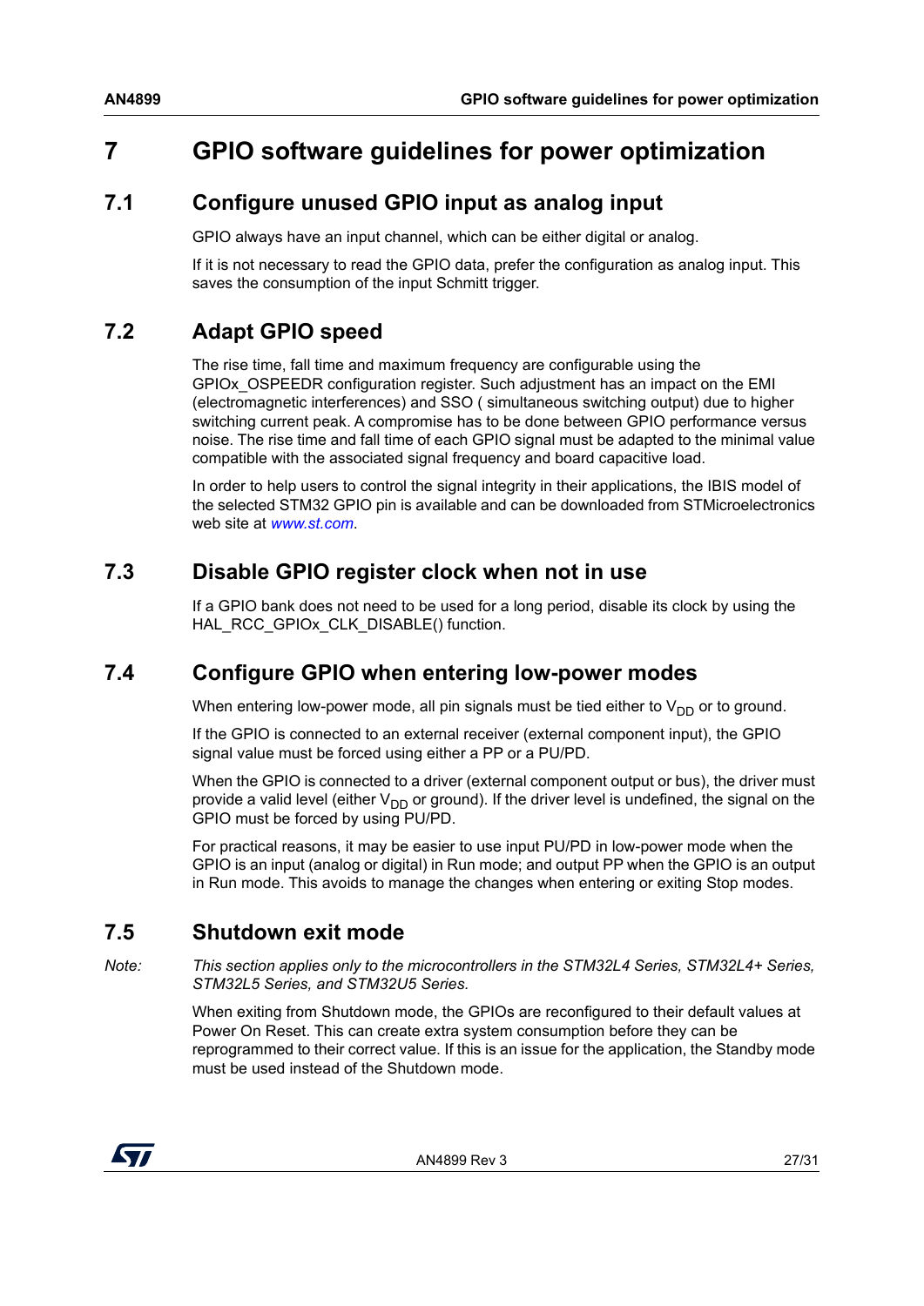# 7 GPIO software guidelines for power optimization

## 7.1 Configure unused GPIO input as analog input

GPIO always have an input channel, which can be either digital or analog.

If it is not necessary to read the GPIO data, prefer the configuration as analog input. This saves the consumption of the input Schmitt trigger.

## 7.2 Adapt GPIO speed

The rise time, fall time and maximum frequency are configurable using the GPIOx_OSPEEDR configuration register. Such adjustment has an impact on the EMI (electromagnetic interferences) and SSO ( simultaneous switching output) due to higher switching current peak. A compromise has to be done between GPIO performance versus noise. The rise time and fall time of each GPIO signal must be adapted to the minimal value compatible with the associated signal frequency and board capacitive load.

In order to help users to control the signal integrity in their applications, the IBIS model of the selected STM32 GPIO pin is available and can be downloaded from STMicroelectronics web site at *www.st.com*.

## 7.3 Disable GPIO register clock when not in use

If a GPIO bank does not need to be used for a long period, disable its clock by using the HAL_RCC_GPIOx_CLK_DISABLE() function.

## 7.4 Configure GPIO when entering low-power modes

When entering low-power mode, all pin signals must be tied either to $V_{DD}$ or to ground.

If the GPIO is connected to an external receiver (external component input), the GPIO signal value must be forced using either a PP or a PU/PD.

When the GPIO is connected to a driver (external component output or bus), the driver must provide a valid level (either $V_{DD}$ or ground). If the driver level is undefined, the signal on the GPIO must be forced by using PU/PD.

For practical reasons, it may be easier to use input PU/PD in low-power mode when the GPIO is an input (analog or digital) in Run mode; and output PP when the GPIO is an output in Run mode. This avoids to manage the changes when entering or exiting Stop modes.

## 7.5 Shutdown exit mode

*Note: This section applies only to the microcontrollers in the STM32L4 Series, STM32L4+ Series, STM32L5 Series, and STM32U5 Series.*

When exiting from Shutdown mode, the GPIOs are reconfigured to their default values at Power On Reset. This can create extra system consumption before they can be reprogrammed to their correct value. If this is an issue for the application, the Standby mode must be used instead of the Shutdown mode.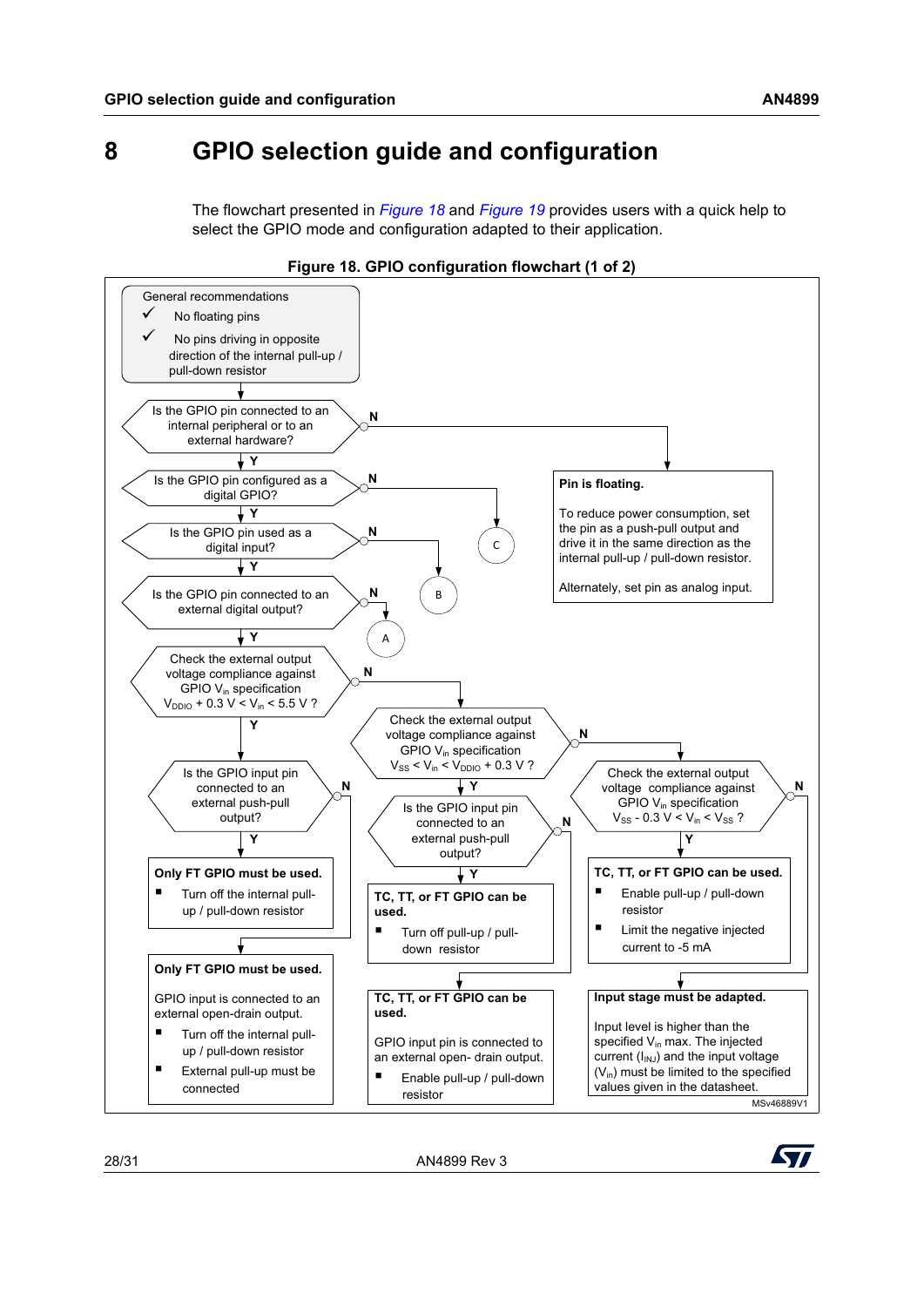# 8 GPIO selection guide and configuration

The flowchart presented in *Figure 18* and *Figure 19* provides users with a quick help to select the GPIO mode and configuration adapted to their application.

**Figure 18. GPIO configuration flowchart (1 of 2)**

General recommendations
- ✓ No floating pins
- ✓ No pins driving in opposite direction of the internal pull-up / pull-down resistor

Is the GPIO pin connected to an internal peripheral or to an external hardware?
- N → **Pin is floating.** To reduce power consumption, set the pin as a push-pull output and drive it in the same direction as the internal pull-up / pull-down resistor. Alternately, set pin as analog input.
- Y → Is the GPIO pin configured as a digital GPIO?
  - N → C
  - Y → Is the GPIO pin used as a digital input?
    - N → B
    - Y → Is the GPIO pin connected to an external digital output?
      - N → A
      - Y → Check the external output voltage compliance against GPIO $V_{in}$ specification $V_{DDIO} + 0.3\text{ V} < V_{in} < 5.5\text{ V}$ ?
        - Y → Is the GPIO input pin connected to an external push-pull output?
          - Y → **Only FT GPIO must be used.**
            - Turn off the internal pull-up / pull-down resistor
          - N → **Only FT GPIO must be used.** GPIO input is connected to an external open-drain output.
            - Turn off the internal pull-up / pull-down resistor
            - External pull-up must be connected
        - N → Check the external output voltage compliance against GPIO $V_{in}$ specification $V_{SS} < V_{in} < V_{DDIO} + 0.3\text{ V}$ ?
          - Y → Is the GPIO input pin connected to an external push-pull output?
            - Y → **TC, TT, or FT GPIO can be used.**
              - Turn off pull-up / pull-down resistor
            - N → **TC, TT, or FT GPIO can be used.** GPIO input pin is connected to an external open- drain output.
              - Enable pull-up / pull-down resistor
          - N → Check the external output voltage compliance against GPIO $V_{in}$ specification $V_{SS} - 0.3\text{ V} < V_{in} < V_{SS}$ ?
            - Y → **TC, TT, or FT GPIO can be used.**
              - Enable pull-up / pull-down resistor
              - Limit the negative injected current to -5 mA
            - N → **Input stage must be adapted.** Input level is higher than the specified $V_{in}$ max. The injected current ($I_{INJ}$) and the input voltage ($V_{in}$) must be limited to the specified values given in the datasheet.

MSv46889V1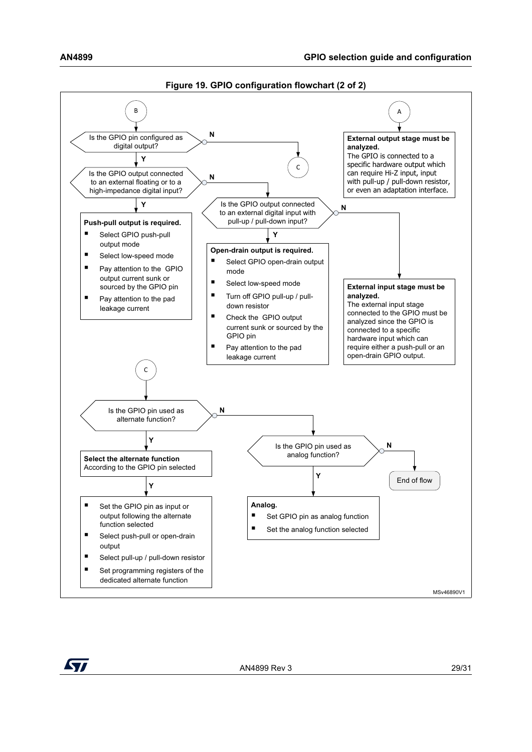**Figure 19. GPIO configuration flowchart (2 of 2)**

**B**

Is the GPIO pin configured as digital output?
- N → C
- Y → Is the GPIO output connected to an external floating or to a high-impedance digital input?
  - Y → **Push-pull output is required.**
    - Select GPIO push-pull output mode
    - Select low-speed mode
    - Pay attention to the GPIO output current sunk or sourced by the GPIO pin
    - Pay attention to the pad leakage current
  - N → Is the GPIO output connected to an external digital input with pull-up / pull-down input?
    - Y → **Open-drain output is required.**
      - Select GPIO open-drain output mode
      - Select low-speed mode
      - Turn off GPIO pull-up / pull-down resistor
      - Check the GPIO output current sunk or sourced by the GPIO pin
      - Pay attention to the pad leakage current
    - N → **External input stage must be analyzed.** The external input stage connected to the GPIO must be analyzed since the GPIO is connected to a specific hardware input which can require either a push-pull or an open-drain GPIO output.

**A**

**External output stage must be analyzed.** The GPIO is connected to a specific hardware output which can require Hi-Z input, input with pull-up / pull-down resistor, or even an adaptation interface.

**C**

Is the GPIO pin used as alternate function?
- Y → **Select the alternate function** According to the GPIO pin selected
  - Y →
    - Set the GPIO pin as input or output following the alternate function selected
    - Select push-pull or open-drain output
    - Select pull-up / pull-down resistor
    - Set programming registers of the dedicated alternate function
- N → Is the GPIO pin used as analog function?
  - Y → **Analog.**
    - Set GPIO pin as analog function
    - Set the analog function selected
  - N → End of flow

MSv46890V1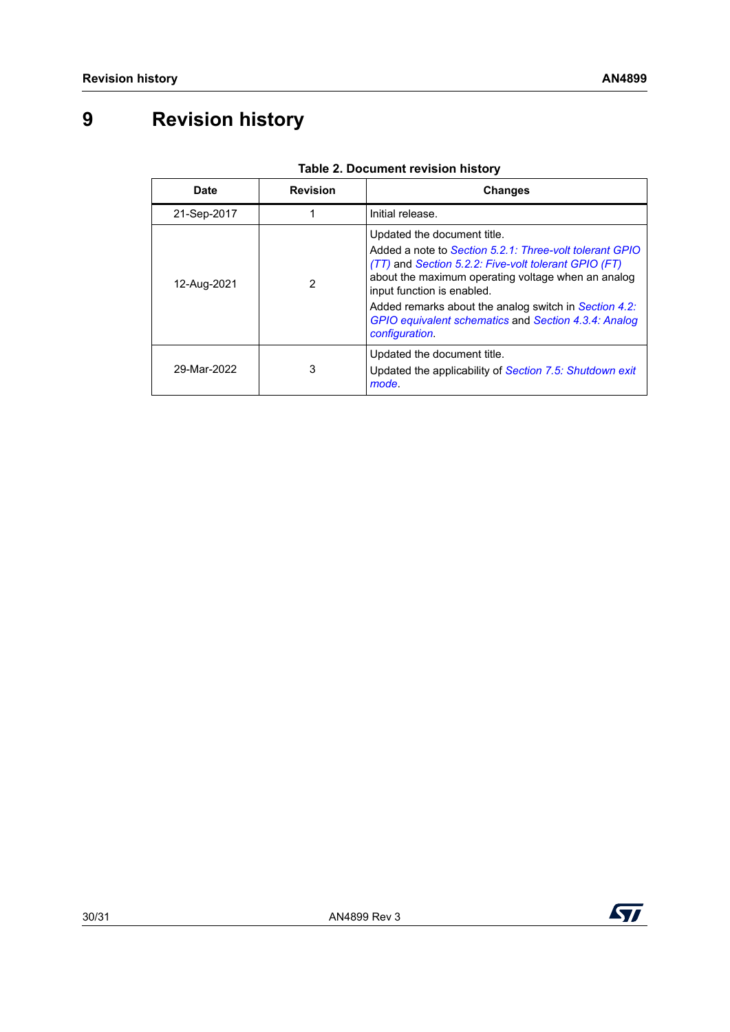# 9 Revision history

**Table 2. Document revision history**

| Date | Revision | Changes |
|---|---|---|
| 21-Sep-2017 | 1 | Initial release. |
| 12-Aug-2021 | 2 | Updated the document title.<br>Added a note to *Section 5.2.1: Three-volt tolerant GPIO (TT)* and *Section 5.2.2: Five-volt tolerant GPIO (FT)* about the maximum operating voltage when an analog input function is enabled.<br>Added remarks about the analog switch in *Section 4.2: GPIO equivalent schematics* and *Section 4.3.4: Analog configuration*. |
| 29-Mar-2022 | 3 | Updated the document title.<br>Updated the applicability of *Section 7.5: Shutdown exit mode*. |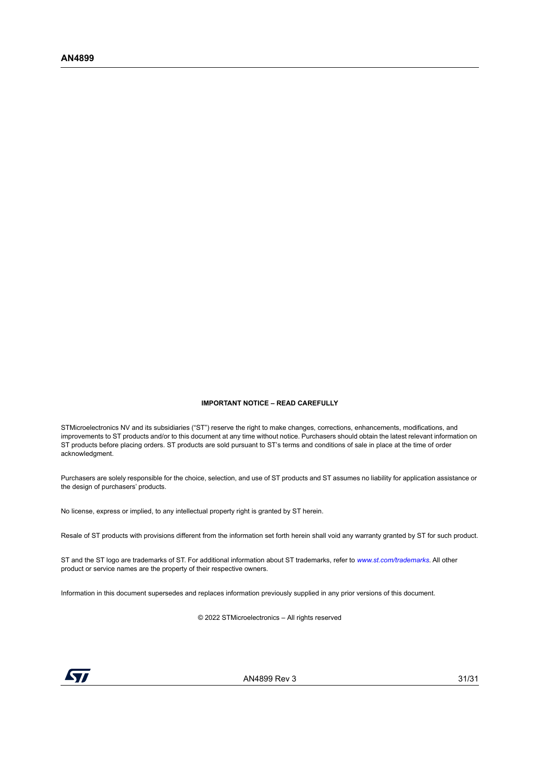**IMPORTANT NOTICE – READ CAREFULLY**

STMicroelectronics NV and its subsidiaries (“ST”) reserve the right to make changes, corrections, enhancements, modifications, and improvements to ST products and/or to this document at any time without notice. Purchasers should obtain the latest relevant information on ST products before placing orders. ST products are sold pursuant to ST’s terms and conditions of sale in place at the time of order acknowledgment.

Purchasers are solely responsible for the choice, selection, and use of ST products and ST assumes no liability for application assistance or the design of purchasers’ products.

No license, express or implied, to any intellectual property right is granted by ST herein.

Resale of ST products with provisions different from the information set forth herein shall void any warranty granted by ST for such product.

ST and the ST logo are trademarks of ST. For additional information about ST trademarks, refer to *www.st.com/trademarks*. All other product or service names are the property of their respective owners.

Information in this document supersedes and replaces information previously supplied in any prior versions of this document.

© 2022 STMicroelectronics – All rights reserved